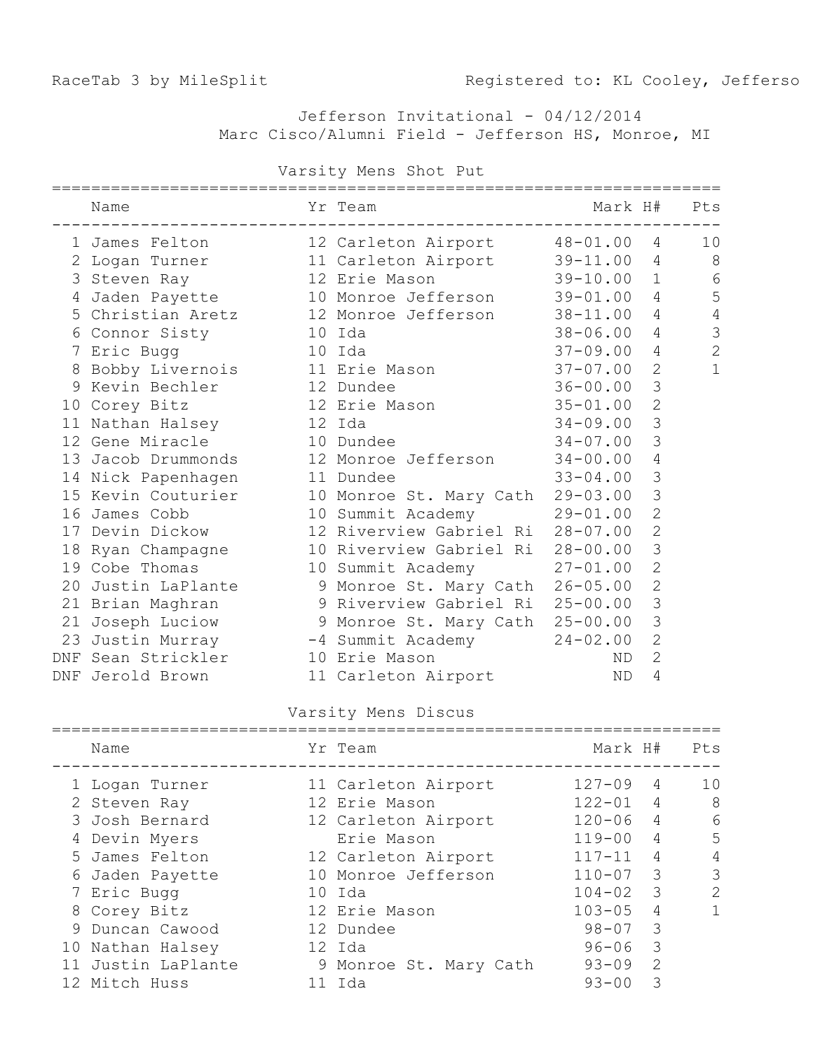RaceTab 3 by MileSplit Registered to: KL Cooley, Jefferso

# Jefferson Invitational - 04/12/2014

Marc Cisco/Alumni Field - Jefferson HS, Monroe, MI

## Varsity Mens Shot Put

| | Name | Yr | Team | Mark | H# | Pts |
|---|---|---|---|---|---|---|
| 1 | James Felton | 12 | Carleton Airport | 48-01.00 | 4 | 10 |
| 2 | Logan Turner | 11 | Carleton Airport | 39-11.00 | 4 | 8 |
| 3 | Steven Ray | 12 | Erie Mason | 39-10.00 | 1 | 6 |
| 4 | Jaden Payette | 10 | Monroe Jefferson | 39-01.00 | 4 | 5 |
| 5 | Christian Aretz | 12 | Monroe Jefferson | 38-11.00 | 4 | 4 |
| 6 | Connor Sisty | 10 | Ida | 38-06.00 | 4 | 3 |
| 7 | Eric Bugg | 10 | Ida | 37-09.00 | 4 | 2 |
| 8 | Bobby Livernois | 11 | Erie Mason | 37-07.00 | 2 | 1 |
| 9 | Kevin Bechler | 12 | Dundee | 36-00.00 | 3 | |
| 10 | Corey Bitz | 12 | Erie Mason | 35-01.00 | 2 | |
| 11 | Nathan Halsey | 12 | Ida | 34-09.00 | 3 | |
| 12 | Gene Miracle | 10 | Dundee | 34-07.00 | 3 | |
| 13 | Jacob Drummonds | 12 | Monroe Jefferson | 34-00.00 | 4 | |
| 14 | Nick Papenhagen | 11 | Dundee | 33-04.00 | 3 | |
| 15 | Kevin Couturier | 10 | Monroe St. Mary Cath | 29-03.00 | 3 | |
| 16 | James Cobb | 10 | Summit Academy | 29-01.00 | 2 | |
| 17 | Devin Dickow | 12 | Riverview Gabriel Ri | 28-07.00 | 2 | |
| 18 | Ryan Champagne | 10 | Riverview Gabriel Ri | 28-00.00 | 3 | |
| 19 | Cobe Thomas | 10 | Summit Academy | 27-01.00 | 2 | |
| 20 | Justin LaPlante | 9 | Monroe St. Mary Cath | 26-05.00 | 2 | |
| 21 | Brian Maghran | 9 | Riverview Gabriel Ri | 25-00.00 | 3 | |
| 21 | Joseph Luciow | 9 | Monroe St. Mary Cath | 25-00.00 | 3 | |
| 23 | Justin Murray | -4 | Summit Academy | 24-02.00 | 2 | |
| DNF | Sean Strickler | 10 | Erie Mason | ND | 2 | |
| DNF | Jerold Brown | 11 | Carleton Airport | ND | 4 | |

## Varsity Mens Discus

| | Name | Yr | Team | Mark | H# | Pts |
|---|---|---|---|---|---|---|
| 1 | Logan Turner | 11 | Carleton Airport | 127-09 | 4 | 10 |
| 2 | Steven Ray | 12 | Erie Mason | 122-01 | 4 | 8 |
| 3 | Josh Bernard | 12 | Carleton Airport | 120-06 | 4 | 6 |
| 4 | Devin Myers | | Erie Mason | 119-00 | 4 | 5 |
| 5 | James Felton | 12 | Carleton Airport | 117-11 | 4 | 4 |
| 6 | Jaden Payette | 10 | Monroe Jefferson | 110-07 | 3 | 3 |
| 7 | Eric Bugg | 10 | Ida | 104-02 | 3 | 2 |
| 8 | Corey Bitz | 12 | Erie Mason | 103-05 | 4 | 1 |
| 9 | Duncan Cawood | 12 | Dundee | 98-07 | 3 | |
| 10 | Nathan Halsey | 12 | Ida | 96-06 | 3 | |
| 11 | Justin LaPlante | 9 | Monroe St. Mary Cath | 93-09 | 2 | |
| 12 | Mitch Huss | 11 | Ida | 93-00 | 3 | |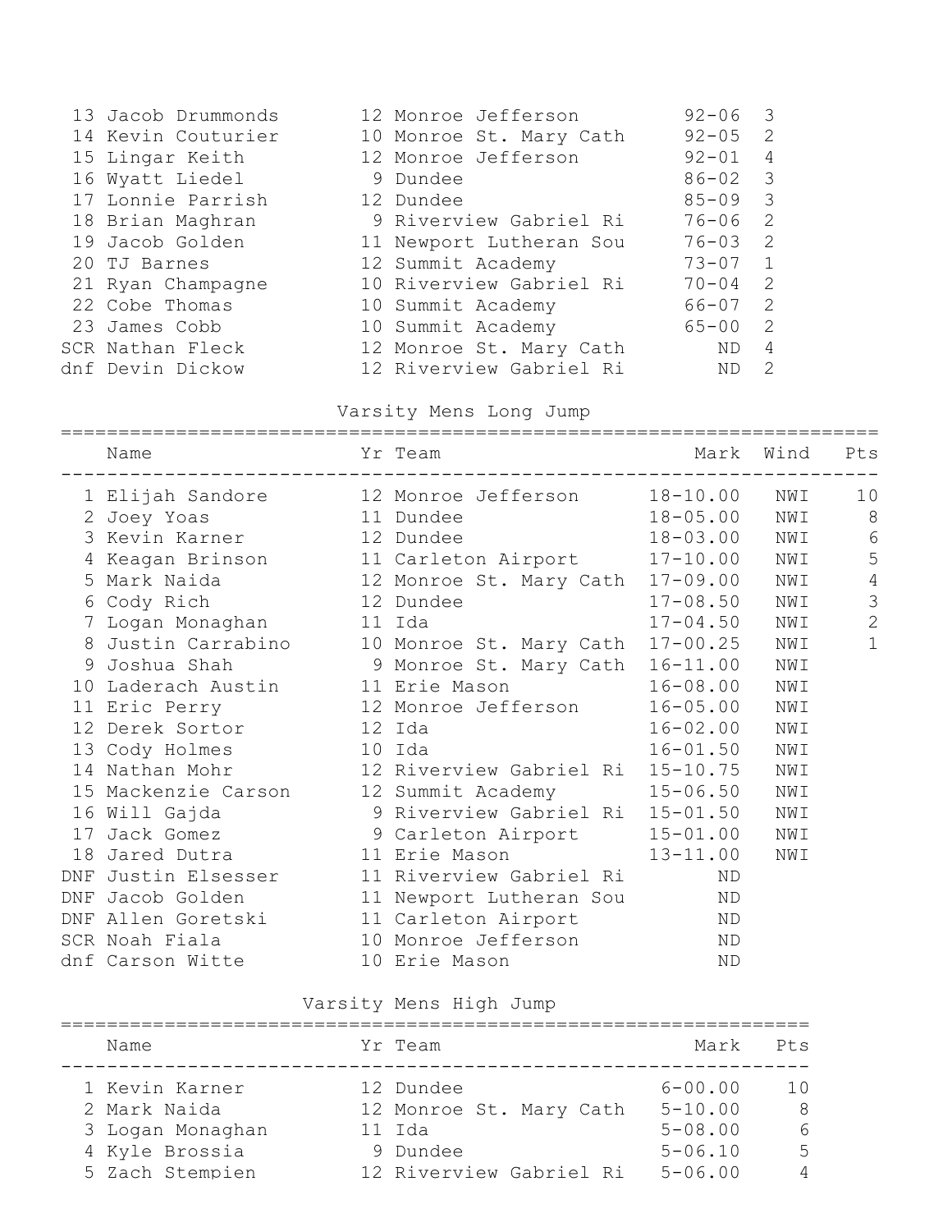| | Name | Yr | Team | Mark | Pts |
|---|---|---|---|---|---|
| 13 | Jacob Drummonds | 12 | Monroe Jefferson | 92-06 | 3 |
| 14 | Kevin Couturier | 10 | Monroe St. Mary Cath | 92-05 | 2 |
| 15 | Lingar Keith | 12 | Monroe Jefferson | 92-01 | 4 |
| 16 | Wyatt Liedel | 9 | Dundee | 86-02 | 3 |
| 17 | Lonnie Parrish | 12 | Dundee | 85-09 | 3 |
| 18 | Brian Maghran | 9 | Riverview Gabriel Ri | 76-06 | 2 |
| 19 | Jacob Golden | 11 | Newport Lutheran Sou | 76-03 | 2 |
| 20 | TJ Barnes | 12 | Summit Academy | 73-07 | 1 |
| 21 | Ryan Champagne | 10 | Riverview Gabriel Ri | 70-04 | 2 |
| 22 | Cobe Thomas | 10 | Summit Academy | 66-07 | 2 |
| 23 | James Cobb | 10 | Summit Academy | 65-00 | 2 |
| SCR | Nathan Fleck | 12 | Monroe St. Mary Cath | ND | 4 |
| dnf | Devin Dickow | 12 | Riverview Gabriel Ri | ND | 2 |

## Varsity Mens Long Jump

| | Name | Yr | Team | Mark | Wind | Pts |
|---|---|---|---|---|---|---|
| 1 | Elijah Sandore | 12 | Monroe Jefferson | 18-10.00 | NWI | 10 |
| 2 | Joey Yoas | 11 | Dundee | 18-05.00 | NWI | 8 |
| 3 | Kevin Karner | 12 | Dundee | 18-03.00 | NWI | 6 |
| 4 | Keagan Brinson | 11 | Carleton Airport | 17-10.00 | NWI | 5 |
| 5 | Mark Naida | 12 | Monroe St. Mary Cath | 17-09.00 | NWI | 4 |
| 6 | Cody Rich | 12 | Dundee | 17-08.50 | NWI | 3 |
| 7 | Logan Monaghan | 11 | Ida | 17-04.50 | NWI | 2 |
| 8 | Justin Carrabino | 10 | Monroe St. Mary Cath | 17-00.25 | NWI | 1 |
| 9 | Joshua Shah | 9 | Monroe St. Mary Cath | 16-11.00 | NWI | |
| 10 | Laderach Austin | 11 | Erie Mason | 16-08.00 | NWI | |
| 11 | Eric Perry | 12 | Monroe Jefferson | 16-05.00 | NWI | |
| 12 | Derek Sortor | 12 | Ida | 16-02.00 | NWI | |
| 13 | Cody Holmes | 10 | Ida | 16-01.50 | NWI | |
| 14 | Nathan Mohr | 12 | Riverview Gabriel Ri | 15-10.75 | NWI | |
| 15 | Mackenzie Carson | 12 | Summit Academy | 15-06.50 | NWI | |
| 16 | Will Gajda | 9 | Riverview Gabriel Ri | 15-01.50 | NWI | |
| 17 | Jack Gomez | 9 | Carleton Airport | 15-01.00 | NWI | |
| 18 | Jared Dutra | 11 | Erie Mason | 13-11.00 | NWI | |
| DNF | Justin Elsesser | 11 | Riverview Gabriel Ri | ND | | |
| DNF | Jacob Golden | 11 | Newport Lutheran Sou | ND | | |
| DNF | Allen Goretski | 11 | Carleton Airport | ND | | |
| SCR | Noah Fiala | 10 | Monroe Jefferson | ND | | |
| dnf | Carson Witte | 10 | Erie Mason | ND | | |

## Varsity Mens High Jump

| | Name | Yr | Team | Mark | Pts |
|---|---|---|---|---|---|
| 1 | Kevin Karner | 12 | Dundee | 6-00.00 | 10 |
| 2 | Mark Naida | 12 | Monroe St. Mary Cath | 5-10.00 | 8 |
| 3 | Logan Monaghan | 11 | Ida | 5-08.00 | 6 |
| 4 | Kyle Brossia | 9 | Dundee | 5-06.10 | 5 |
| 5 | Zach Stempien | 12 | Riverview Gabriel Ri | 5-06.00 | 4 |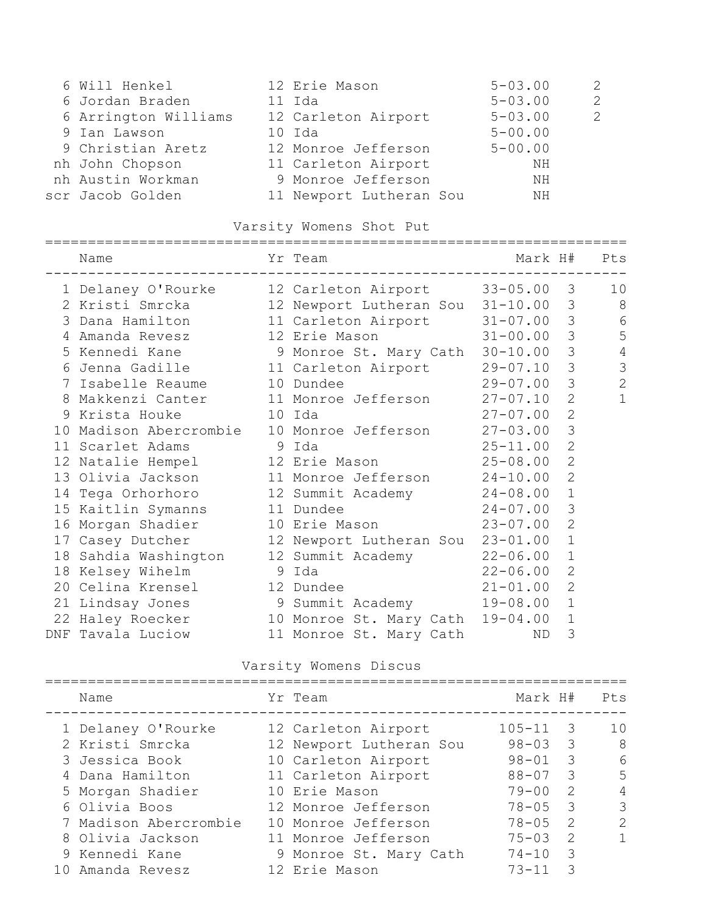| Place | Name | Yr | Team | Mark | Pts |
|---|---|---|---|---|---|
| 6 | Will Henkel | 12 | Erie Mason | 5-03.00 | 2 |
| 6 | Jordan Braden | 11 | Ida | 5-03.00 | 2 |
| 6 | Arrington Williams | 12 | Carleton Airport | 5-03.00 | 2 |
| 9 | Ian Lawson | 10 | Ida | 5-00.00 | |
| 9 | Christian Aretz | 12 | Monroe Jefferson | 5-00.00 | |
| nh | John Chopson | 11 | Carleton Airport | NH | |
| nh | Austin Workman | 9 | Monroe Jefferson | NH | |
| scr | Jacob Golden | 11 | Newport Lutheran Sou | NH | |

## Varsity Womens Shot Put

| Place | Name | Yr | Team | Mark | H# | Pts |
|---|---|---|---|---|---|---|
| 1 | Delaney O'Rourke | 12 | Carleton Airport | 33-05.00 | 3 | 10 |
| 2 | Kristi Smrcka | 12 | Newport Lutheran Sou | 31-10.00 | 3 | 8 |
| 3 | Dana Hamilton | 11 | Carleton Airport | 31-07.00 | 3 | 6 |
| 4 | Amanda Revesz | 12 | Erie Mason | 31-00.00 | 3 | 5 |
| 5 | Kennedi Kane | 9 | Monroe St. Mary Cath | 30-10.00 | 3 | 4 |
| 6 | Jenna Gadille | 11 | Carleton Airport | 29-07.10 | 3 | 3 |
| 7 | Isabelle Reaume | 10 | Dundee | 29-07.00 | 3 | 2 |
| 8 | Makkenzi Canter | 11 | Monroe Jefferson | 27-07.10 | 2 | 1 |
| 9 | Krista Houke | 10 | Ida | 27-07.00 | 2 | |
| 10 | Madison Abercrombie | 10 | Monroe Jefferson | 27-03.00 | 3 | |
| 11 | Scarlet Adams | 9 | Ida | 25-11.00 | 2 | |
| 12 | Natalie Hempel | 12 | Erie Mason | 25-08.00 | 2 | |
| 13 | Olivia Jackson | 11 | Monroe Jefferson | 24-10.00 | 2 | |
| 14 | Tega Orhorhoro | 12 | Summit Academy | 24-08.00 | 1 | |
| 15 | Kaitlin Symanns | 11 | Dundee | 24-07.00 | 3 | |
| 16 | Morgan Shadier | 10 | Erie Mason | 23-07.00 | 2 | |
| 17 | Casey Dutcher | 12 | Newport Lutheran Sou | 23-01.00 | 1 | |
| 18 | Sahdia Washington | 12 | Summit Academy | 22-06.00 | 1 | |
| 18 | Kelsey Wihelm | 9 | Ida | 22-06.00 | 2 | |
| 20 | Celina Krensel | 12 | Dundee | 21-01.00 | 2 | |
| 21 | Lindsay Jones | 9 | Summit Academy | 19-08.00 | 1 | |
| 22 | Haley Roecker | 10 | Monroe St. Mary Cath | 19-04.00 | 1 | |
| DNF | Tavala Luciow | 11 | Monroe St. Mary Cath | ND | 3 | |

## Varsity Womens Discus

| Place | Name | Yr | Team | Mark | H# | Pts |
|---|---|---|---|---|---|---|
| 1 | Delaney O'Rourke | 12 | Carleton Airport | 105-11 | 3 | 10 |
| 2 | Kristi Smrcka | 12 | Newport Lutheran Sou | 98-03 | 3 | 8 |
| 3 | Jessica Book | 10 | Carleton Airport | 98-01 | 3 | 6 |
| 4 | Dana Hamilton | 11 | Carleton Airport | 88-07 | 3 | 5 |
| 5 | Morgan Shadier | 10 | Erie Mason | 79-00 | 2 | 4 |
| 6 | Olivia Boos | 12 | Monroe Jefferson | 78-05 | 3 | 3 |
| 7 | Madison Abercrombie | 10 | Monroe Jefferson | 78-05 | 2 | 2 |
| 8 | Olivia Jackson | 11 | Monroe Jefferson | 75-03 | 2 | 1 |
| 9 | Kennedi Kane | 9 | Monroe St. Mary Cath | 74-10 | 3 | |
| 10 | Amanda Revesz | 12 | Erie Mason | 73-11 | 3 | |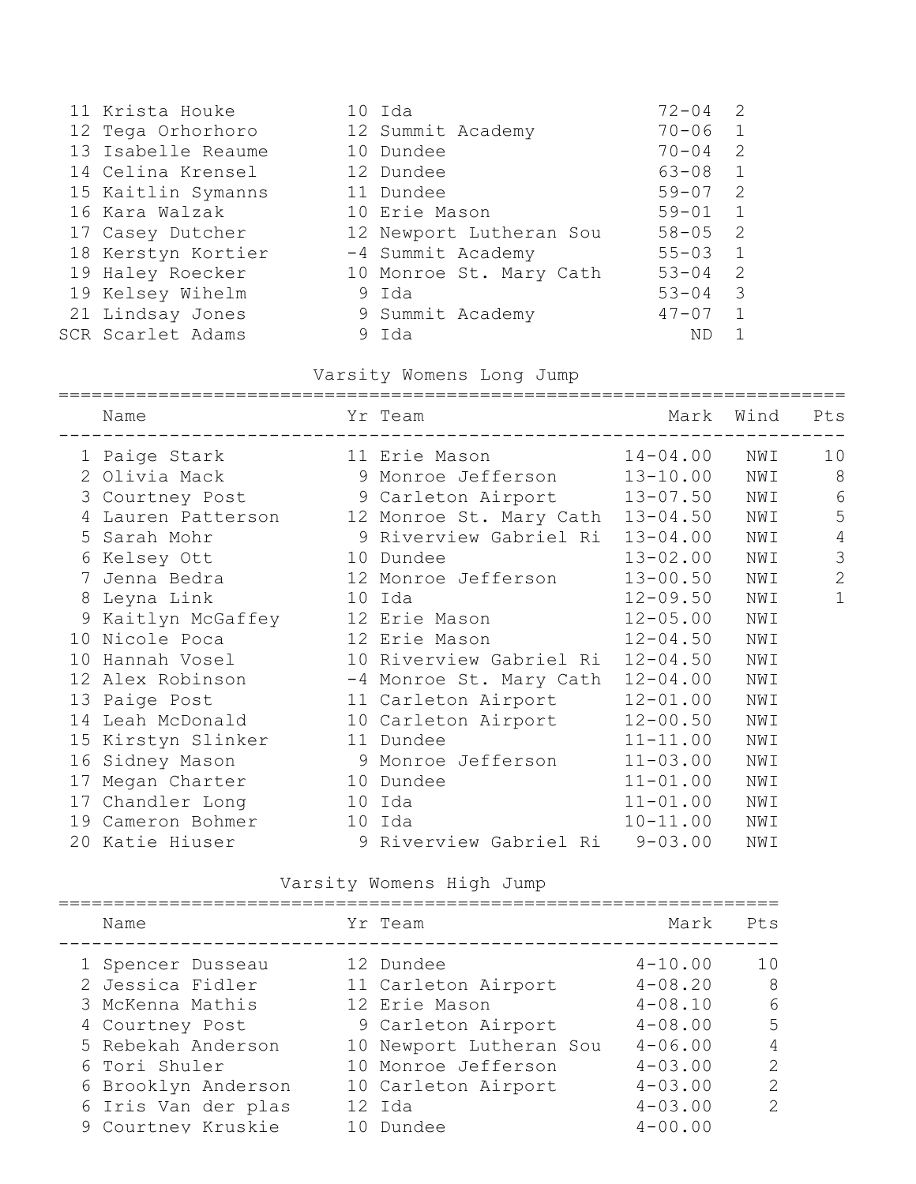| | Name | Yr | Team | Mark | Flight |
|---|---|---|---|---|---|
| 11 | Krista Houke | 10 | Ida | 72-04 | 2 |
| 12 | Tega Orhorhoro | 12 | Summit Academy | 70-06 | 1 |
| 13 | Isabelle Reaume | 10 | Dundee | 70-04 | 2 |
| 14 | Celina Krensel | 12 | Dundee | 63-08 | 1 |
| 15 | Kaitlin Symanns | 11 | Dundee | 59-07 | 2 |
| 16 | Kara Walzak | 10 | Erie Mason | 59-01 | 1 |
| 17 | Casey Dutcher | 12 | Newport Lutheran Sou | 58-05 | 2 |
| 18 | Kerstyn Kortier | -4 | Summit Academy | 55-03 | 1 |
| 19 | Haley Roecker | 10 | Monroe St. Mary Cath | 53-04 | 2 |
| 19 | Kelsey Wihelm | 9 | Ida | 53-04 | 3 |
| 21 | Lindsay Jones | 9 | Summit Academy | 47-07 | 1 |
| SCR | Scarlet Adams | 9 | Ida | ND | 1 |

## Varsity Womens Long Jump

| | Name | Yr | Team | Mark | Wind | Pts |
|---|---|---|---|---|---|---|
| 1 | Paige Stark | 11 | Erie Mason | 14-04.00 | NWI | 10 |
| 2 | Olivia Mack | 9 | Monroe Jefferson | 13-10.00 | NWI | 8 |
| 3 | Courtney Post | 9 | Carleton Airport | 13-07.50 | NWI | 6 |
| 4 | Lauren Patterson | 12 | Monroe St. Mary Cath | 13-04.50 | NWI | 5 |
| 5 | Sarah Mohr | 9 | Riverview Gabriel Ri | 13-04.00 | NWI | 4 |
| 6 | Kelsey Ott | 10 | Dundee | 13-02.00 | NWI | 3 |
| 7 | Jenna Bedra | 12 | Monroe Jefferson | 13-00.50 | NWI | 2 |
| 8 | Leyna Link | 10 | Ida | 12-09.50 | NWI | 1 |
| 9 | Kaitlyn McGaffey | 12 | Erie Mason | 12-05.00 | NWI | |
| 10 | Nicole Poca | 12 | Erie Mason | 12-04.50 | NWI | |
| 10 | Hannah Vosel | 10 | Riverview Gabriel Ri | 12-04.50 | NWI | |
| 12 | Alex Robinson | -4 | Monroe St. Mary Cath | 12-04.00 | NWI | |
| 13 | Paige Post | 11 | Carleton Airport | 12-01.00 | NWI | |
| 14 | Leah McDonald | 10 | Carleton Airport | 12-00.50 | NWI | |
| 15 | Kirstyn Slinker | 11 | Dundee | 11-11.00 | NWI | |
| 16 | Sidney Mason | 9 | Monroe Jefferson | 11-03.00 | NWI | |
| 17 | Megan Charter | 10 | Dundee | 11-01.00 | NWI | |
| 17 | Chandler Long | 10 | Ida | 11-01.00 | NWI | |
| 19 | Cameron Bohmer | 10 | Ida | 10-11.00 | NWI | |
| 20 | Katie Hiuser | 9 | Riverview Gabriel Ri | 9-03.00 | NWI | |

## Varsity Womens High Jump

| | Name | Yr | Team | Mark | Pts |
|---|---|---|---|---|---|
| 1 | Spencer Dusseau | 12 | Dundee | 4-10.00 | 10 |
| 2 | Jessica Fidler | 11 | Carleton Airport | 4-08.20 | 8 |
| 3 | McKenna Mathis | 12 | Erie Mason | 4-08.10 | 6 |
| 4 | Courtney Post | 9 | Carleton Airport | 4-08.00 | 5 |
| 5 | Rebekah Anderson | 10 | Newport Lutheran Sou | 4-06.00 | 4 |
| 6 | Tori Shuler | 10 | Monroe Jefferson | 4-03.00 | 2 |
| 6 | Brooklyn Anderson | 10 | Carleton Airport | 4-03.00 | 2 |
| 6 | Iris Van der plas | 12 | Ida | 4-03.00 | 2 |
| 9 | Courtney Kruskie | 10 | Dundee | 4-00.00 | |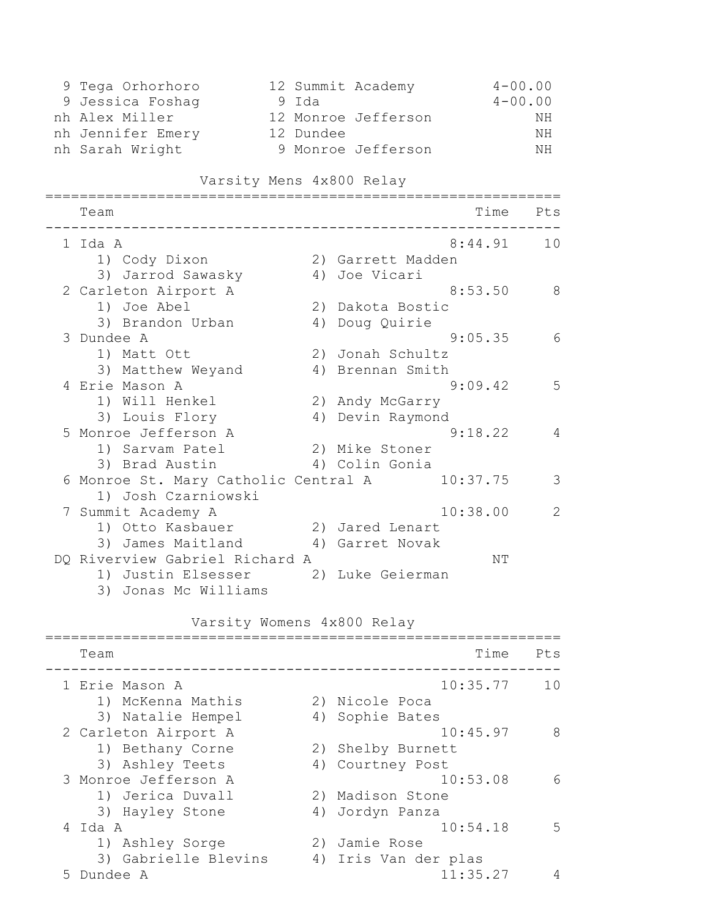| Place | Name | Year | School | Mark |
|---|---|---|---|---|
| 9 | Tega Orhorhoro | 12 | Summit Academy | 4-00.00 |
| 9 | Jessica Foshag | 9 | Ida | 4-00.00 |
| nh | Alex Miller | 12 | Monroe Jefferson | NH |
| nh | Jennifer Emery | 12 | Dundee | NH |
| nh | Sarah Wright | 9 | Monroe Jefferson | NH |

## Varsity Mens 4x800 Relay

| Place | Team | Time | Pts |
|---|---|---|---|
| 1 | Ida A | 8:44.91 | 10 |
| | 1) Cody Dixon 2) Garrett Madden 3) Jarrod Sawasky 4) Joe Vicari | | |
| 2 | Carleton Airport A | 8:53.50 | 8 |
| | 1) Joe Abel 2) Dakota Bostic 3) Brandon Urban 4) Doug Quirie | | |
| 3 | Dundee A | 9:05.35 | 6 |
| | 1) Matt Ott 2) Jonah Schultz 3) Matthew Weyand 4) Brennan Smith | | |
| 4 | Erie Mason A | 9:09.42 | 5 |
| | 1) Will Henkel 2) Andy McGarry 3) Louis Flory 4) Devin Raymond | | |
| 5 | Monroe Jefferson A | 9:18.22 | 4 |
| | 1) Sarvam Patel 2) Mike Stoner 3) Brad Austin 4) Colin Gonia | | |
| 6 | Monroe St. Mary Catholic Central A | 10:37.75 | 3 |
| | 1) Josh Czarniowski | | |
| 7 | Summit Academy A | 10:38.00 | 2 |
| | 1) Otto Kasbauer 2) Jared Lenart 3) James Maitland 4) Garret Novak | | |
| DQ | Riverview Gabriel Richard A | NT | |
| | 1) Justin Elsesser 2) Luke Geierman 3) Jonas Mc Williams | | |

## Varsity Womens 4x800 Relay

| Place | Team | Time | Pts |
|---|---|---|---|
| 1 | Erie Mason A | 10:35.77 | 10 |
| | 1) McKenna Mathis 2) Nicole Poca 3) Natalie Hempel 4) Sophie Bates | | |
| 2 | Carleton Airport A | 10:45.97 | 8 |
| | 1) Bethany Corne 2) Shelby Burnett 3) Ashley Teets 4) Courtney Post | | |
| 3 | Monroe Jefferson A | 10:53.08 | 6 |
| | 1) Jerica Duvall 2) Madison Stone 3) Hayley Stone 4) Jordyn Panza | | |
| 4 | Ida A | 10:54.18 | 5 |
| | 1) Ashley Sorge 2) Jamie Rose 3) Gabrielle Blevins 4) Iris Van der plas | | |
| 5 | Dundee A | 11:35.27 | 4 |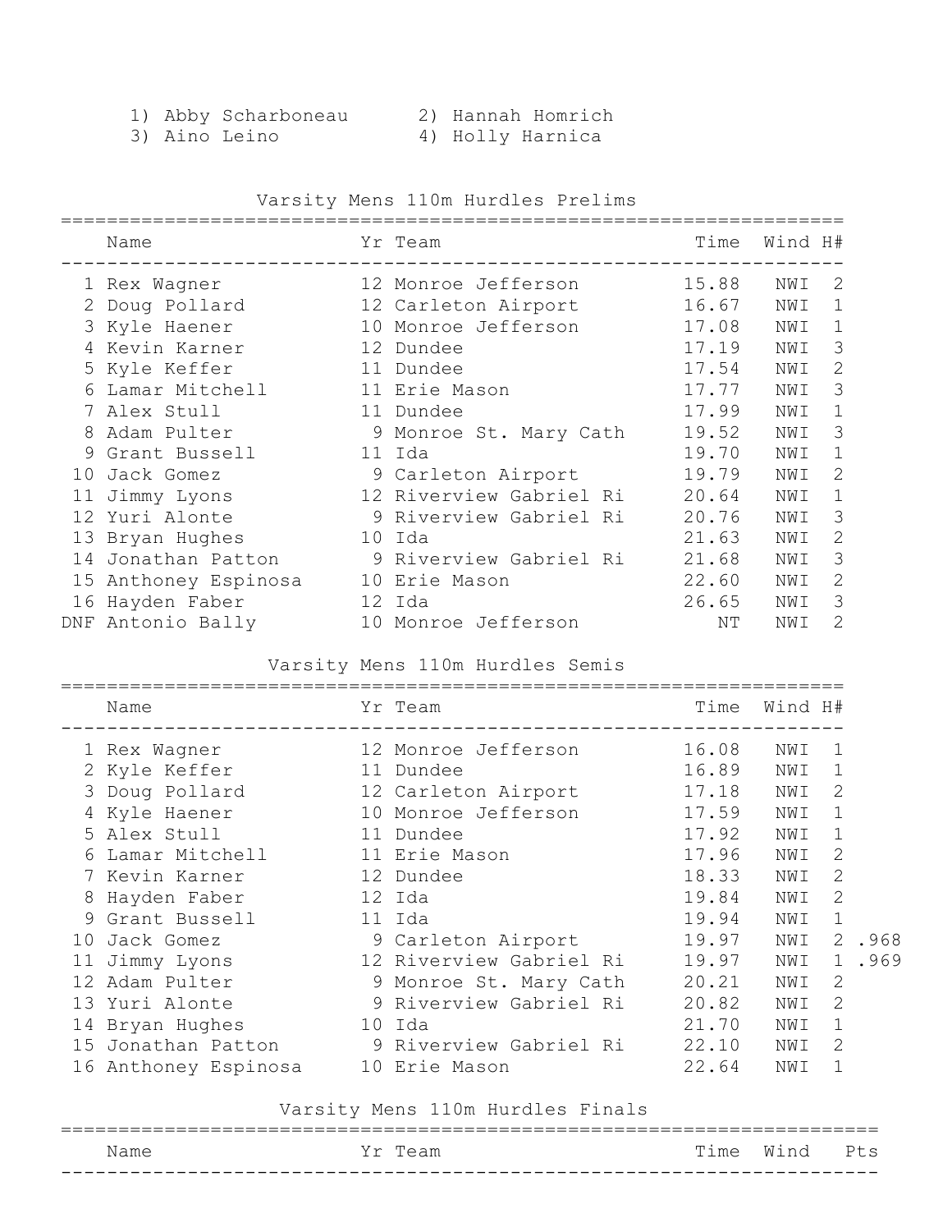1) Abby Scharboneau  2) Hannah Homrich
3) Aino Leino  4) Holly Harnica

### Varsity Mens 110m Hurdles Prelims

| | Name | Yr | Team | Time | Wind | H# |
|---|---|---|---|---|---|---|
| 1 | Rex Wagner | 12 | Monroe Jefferson | 15.88 | NWI | 2 |
| 2 | Doug Pollard | 12 | Carleton Airport | 16.67 | NWI | 1 |
| 3 | Kyle Haener | 10 | Monroe Jefferson | 17.08 | NWI | 1 |
| 4 | Kevin Karner | 12 | Dundee | 17.19 | NWI | 3 |
| 5 | Kyle Keffer | 11 | Dundee | 17.54 | NWI | 2 |
| 6 | Lamar Mitchell | 11 | Erie Mason | 17.77 | NWI | 3 |
| 7 | Alex Stull | 11 | Dundee | 17.99 | NWI | 1 |
| 8 | Adam Pulter | 9 | Monroe St. Mary Cath | 19.52 | NWI | 3 |
| 9 | Grant Bussell | 11 | Ida | 19.70 | NWI | 1 |
| 10 | Jack Gomez | 9 | Carleton Airport | 19.79 | NWI | 2 |
| 11 | Jimmy Lyons | 12 | Riverview Gabriel Ri | 20.64 | NWI | 1 |
| 12 | Yuri Alonte | 9 | Riverview Gabriel Ri | 20.76 | NWI | 3 |
| 13 | Bryan Hughes | 10 | Ida | 21.63 | NWI | 2 |
| 14 | Jonathan Patton | 9 | Riverview Gabriel Ri | 21.68 | NWI | 3 |
| 15 | Anthoney Espinosa | 10 | Erie Mason | 22.60 | NWI | 2 |
| 16 | Hayden Faber | 12 | Ida | 26.65 | NWI | 3 |
| DNF | Antonio Bally | 10 | Monroe Jefferson | NT | NWI | 2 |

### Varsity Mens 110m Hurdles Semis

| | Name | Yr | Team | Time | Wind | H# | |
|---|---|---|---|---|---|---|---|
| 1 | Rex Wagner | 12 | Monroe Jefferson | 16.08 | NWI | 1 | |
| 2 | Kyle Keffer | 11 | Dundee | 16.89 | NWI | 1 | |
| 3 | Doug Pollard | 12 | Carleton Airport | 17.18 | NWI | 2 | |
| 4 | Kyle Haener | 10 | Monroe Jefferson | 17.59 | NWI | 1 | |
| 5 | Alex Stull | 11 | Dundee | 17.92 | NWI | 1 | |
| 6 | Lamar Mitchell | 11 | Erie Mason | 17.96 | NWI | 2 | |
| 7 | Kevin Karner | 12 | Dundee | 18.33 | NWI | 2 | |
| 8 | Hayden Faber | 12 | Ida | 19.84 | NWI | 2 | |
| 9 | Grant Bussell | 11 | Ida | 19.94 | NWI | 1 | |
| 10 | Jack Gomez | 9 | Carleton Airport | 19.97 | NWI | 2 | .968 |
| 11 | Jimmy Lyons | 12 | Riverview Gabriel Ri | 19.97 | NWI | 1 | .969 |
| 12 | Adam Pulter | 9 | Monroe St. Mary Cath | 20.21 | NWI | 2 | |
| 13 | Yuri Alonte | 9 | Riverview Gabriel Ri | 20.82 | NWI | 2 | |
| 14 | Bryan Hughes | 10 | Ida | 21.70 | NWI | 1 | |
| 15 | Jonathan Patton | 9 | Riverview Gabriel Ri | 22.10 | NWI | 2 | |
| 16 | Anthoney Espinosa | 10 | Erie Mason | 22.64 | NWI | 1 | |

### Varsity Mens 110m Hurdles Finals

| Name | Yr | Team | Time | Wind | Pts |
|---|---|---|---|---|---|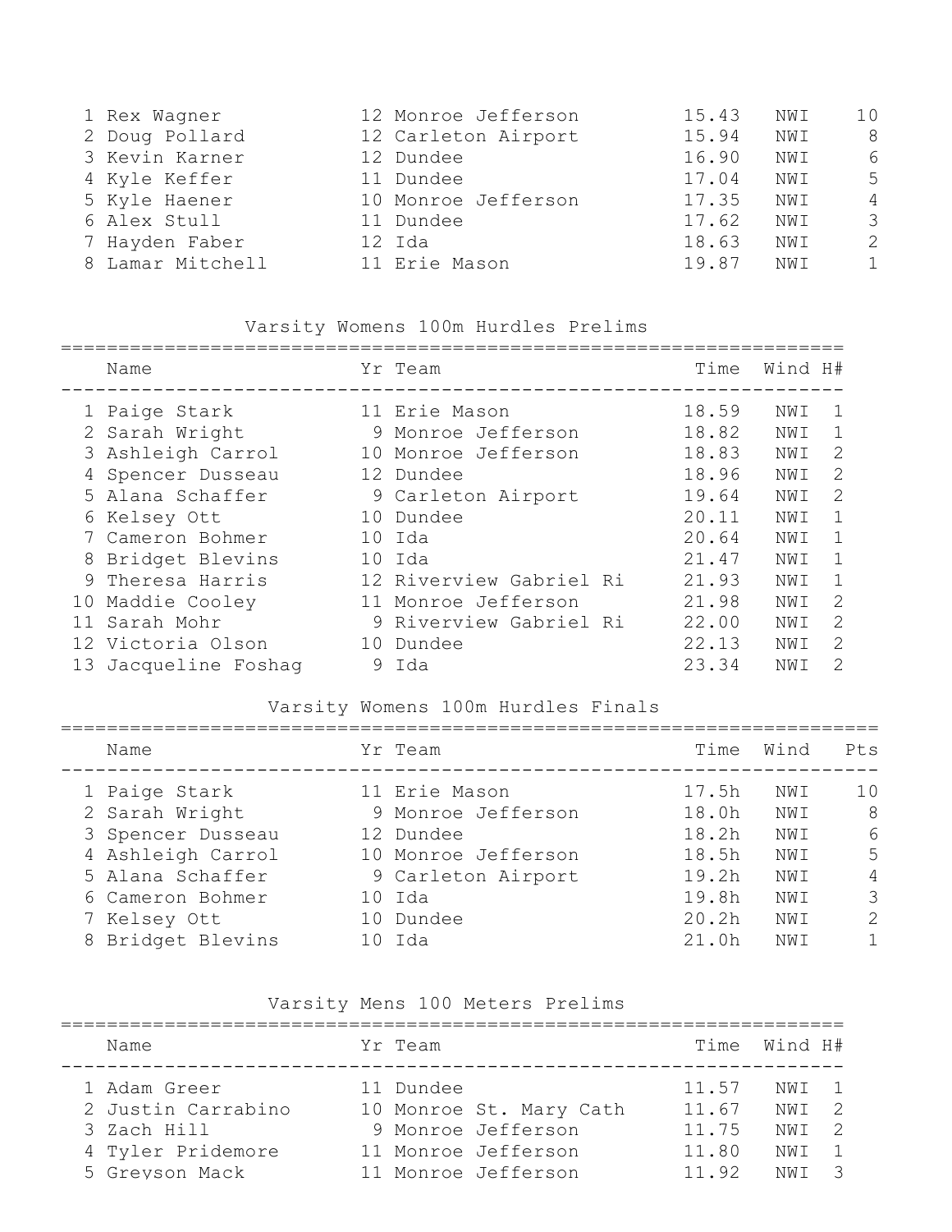| Place | Name | Yr | Team | Time | Wind | Pts |
|---|---|---|---|---|---|---|
| 1 | Rex Wagner | 12 | Monroe Jefferson | 15.43 | NWI | 10 |
| 2 | Doug Pollard | 12 | Carleton Airport | 15.94 | NWI | 8 |
| 3 | Kevin Karner | 12 | Dundee | 16.90 | NWI | 6 |
| 4 | Kyle Keffer | 11 | Dundee | 17.04 | NWI | 5 |
| 5 | Kyle Haener | 10 | Monroe Jefferson | 17.35 | NWI | 4 |
| 6 | Alex Stull | 11 | Dundee | 17.62 | NWI | 3 |
| 7 | Hayden Faber | 12 | Ida | 18.63 | NWI | 2 |
| 8 | Lamar Mitchell | 11 | Erie Mason | 19.87 | NWI | 1 |

## Varsity Womens 100m Hurdles Prelims

| Place | Name | Yr | Team | Time | Wind | H# |
|---|---|---|---|---|---|---|
| 1 | Paige Stark | 11 | Erie Mason | 18.59 | NWI | 1 |
| 2 | Sarah Wright | 9 | Monroe Jefferson | 18.82 | NWI | 1 |
| 3 | Ashleigh Carrol | 10 | Monroe Jefferson | 18.83 | NWI | 2 |
| 4 | Spencer Dusseau | 12 | Dundee | 18.96 | NWI | 2 |
| 5 | Alana Schaffer | 9 | Carleton Airport | 19.64 | NWI | 2 |
| 6 | Kelsey Ott | 10 | Dundee | 20.11 | NWI | 1 |
| 7 | Cameron Bohmer | 10 | Ida | 20.64 | NWI | 1 |
| 8 | Bridget Blevins | 10 | Ida | 21.47 | NWI | 1 |
| 9 | Theresa Harris | 12 | Riverview Gabriel Ri | 21.93 | NWI | 1 |
| 10 | Maddie Cooley | 11 | Monroe Jefferson | 21.98 | NWI | 2 |
| 11 | Sarah Mohr | 9 | Riverview Gabriel Ri | 22.00 | NWI | 2 |
| 12 | Victoria Olson | 10 | Dundee | 22.13 | NWI | 2 |
| 13 | Jacqueline Foshag | 9 | Ida | 23.34 | NWI | 2 |

## Varsity Womens 100m Hurdles Finals

| Place | Name | Yr | Team | Time | Wind | Pts |
|---|---|---|---|---|---|---|
| 1 | Paige Stark | 11 | Erie Mason | 17.5h | NWI | 10 |
| 2 | Sarah Wright | 9 | Monroe Jefferson | 18.0h | NWI | 8 |
| 3 | Spencer Dusseau | 12 | Dundee | 18.2h | NWI | 6 |
| 4 | Ashleigh Carrol | 10 | Monroe Jefferson | 18.5h | NWI | 5 |
| 5 | Alana Schaffer | 9 | Carleton Airport | 19.2h | NWI | 4 |
| 6 | Cameron Bohmer | 10 | Ida | 19.8h | NWI | 3 |
| 7 | Kelsey Ott | 10 | Dundee | 20.2h | NWI | 2 |
| 8 | Bridget Blevins | 10 | Ida | 21.0h | NWI | 1 |

## Varsity Mens 100 Meters Prelims

| Place | Name | Yr | Team | Time | Wind | H# |
|---|---|---|---|---|---|---|
| 1 | Adam Greer | 11 | Dundee | 11.57 | NWI | 1 |
| 2 | Justin Carrabino | 10 | Monroe St. Mary Cath | 11.67 | NWI | 2 |
| 3 | Zach Hill | 9 | Monroe Jefferson | 11.75 | NWI | 2 |
| 4 | Tyler Pridemore | 11 | Monroe Jefferson | 11.80 | NWI | 1 |
| 5 | Greyson Mack | 11 | Monroe Jefferson | 11.92 | NWI | 3 |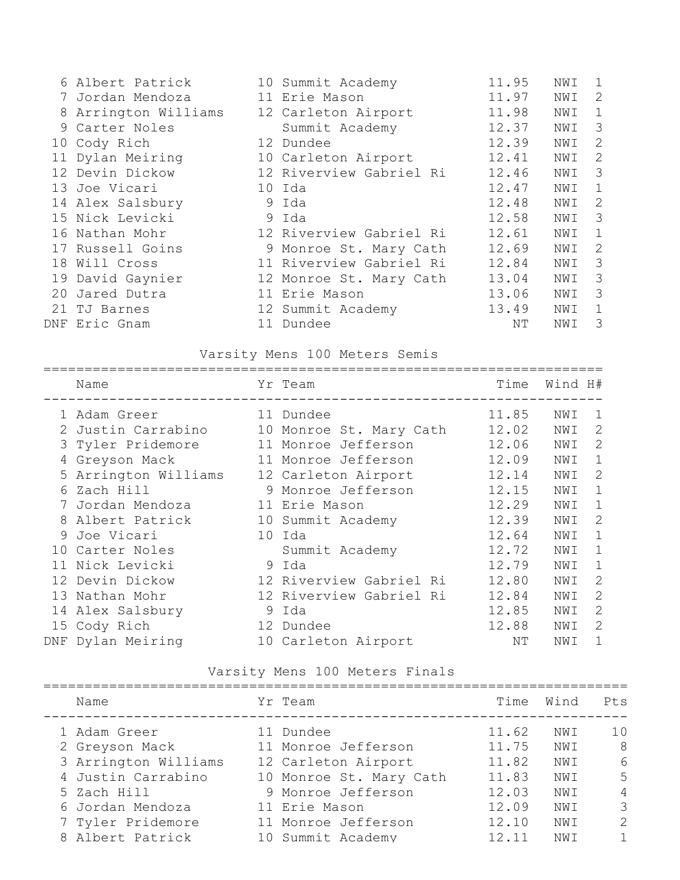| | Name | Yr | Team | Time | Wind | H# |
|---|---|---|---|---|---|---|
| 6 | Albert Patrick | 10 | Summit Academy | 11.95 | NWI | 1 |
| 7 | Jordan Mendoza | 11 | Erie Mason | 11.97 | NWI | 2 |
| 8 | Arrington Williams | 12 | Carleton Airport | 11.98 | NWI | 1 |
| 9 | Carter Noles | | Summit Academy | 12.37 | NWI | 3 |
| 10 | Cody Rich | 12 | Dundee | 12.39 | NWI | 2 |
| 11 | Dylan Meiring | 10 | Carleton Airport | 12.41 | NWI | 2 |
| 12 | Devin Dickow | 12 | Riverview Gabriel Ri | 12.46 | NWI | 3 |
| 13 | Joe Vicari | 10 | Ida | 12.47 | NWI | 1 |
| 14 | Alex Salsbury | 9 | Ida | 12.48 | NWI | 2 |
| 15 | Nick Levicki | 9 | Ida | 12.58 | NWI | 3 |
| 16 | Nathan Mohr | 12 | Riverview Gabriel Ri | 12.61 | NWI | 1 |
| 17 | Russell Goins | 9 | Monroe St. Mary Cath | 12.69 | NWI | 2 |
| 18 | Will Cross | 11 | Riverview Gabriel Ri | 12.84 | NWI | 3 |
| 19 | David Gaynier | 12 | Monroe St. Mary Cath | 13.04 | NWI | 3 |
| 20 | Jared Dutra | 11 | Erie Mason | 13.06 | NWI | 3 |
| 21 | TJ Barnes | 12 | Summit Academy | 13.49 | NWI | 1 |
| DNF | Eric Gnam | 11 | Dundee | NT | NWI | 3 |

## Varsity Mens 100 Meters Semis

| | Name | Yr | Team | Time | Wind | H# |
|---|---|---|---|---|---|---|
| 1 | Adam Greer | 11 | Dundee | 11.85 | NWI | 1 |
| 2 | Justin Carrabino | 10 | Monroe St. Mary Cath | 12.02 | NWI | 2 |
| 3 | Tyler Pridemore | 11 | Monroe Jefferson | 12.06 | NWI | 2 |
| 4 | Greyson Mack | 11 | Monroe Jefferson | 12.09 | NWI | 1 |
| 5 | Arrington Williams | 12 | Carleton Airport | 12.14 | NWI | 2 |
| 6 | Zach Hill | 9 | Monroe Jefferson | 12.15 | NWI | 1 |
| 7 | Jordan Mendoza | 11 | Erie Mason | 12.29 | NWI | 1 |
| 8 | Albert Patrick | 10 | Summit Academy | 12.39 | NWI | 2 |
| 9 | Joe Vicari | 10 | Ida | 12.64 | NWI | 1 |
| 10 | Carter Noles | | Summit Academy | 12.72 | NWI | 1 |
| 11 | Nick Levicki | 9 | Ida | 12.79 | NWI | 1 |
| 12 | Devin Dickow | 12 | Riverview Gabriel Ri | 12.80 | NWI | 2 |
| 13 | Nathan Mohr | 12 | Riverview Gabriel Ri | 12.84 | NWI | 2 |
| 14 | Alex Salsbury | 9 | Ida | 12.85 | NWI | 2 |
| 15 | Cody Rich | 12 | Dundee | 12.88 | NWI | 2 |
| DNF | Dylan Meiring | 10 | Carleton Airport | NT | NWI | 1 |

## Varsity Mens 100 Meters Finals

| | Name | Yr | Team | Time | Wind | Pts |
|---|---|---|---|---|---|---|
| 1 | Adam Greer | 11 | Dundee | 11.62 | NWI | 10 |
| 2 | Greyson Mack | 11 | Monroe Jefferson | 11.75 | NWI | 8 |
| 3 | Arrington Williams | 12 | Carleton Airport | 11.82 | NWI | 6 |
| 4 | Justin Carrabino | 10 | Monroe St. Mary Cath | 11.83 | NWI | 5 |
| 5 | Zach Hill | 9 | Monroe Jefferson | 12.03 | NWI | 4 |
| 6 | Jordan Mendoza | 11 | Erie Mason | 12.09 | NWI | 3 |
| 7 | Tyler Pridemore | 11 | Monroe Jefferson | 12.10 | NWI | 2 |
| 8 | Albert Patrick | 10 | Summit Academy | 12.11 | NWI | 1 |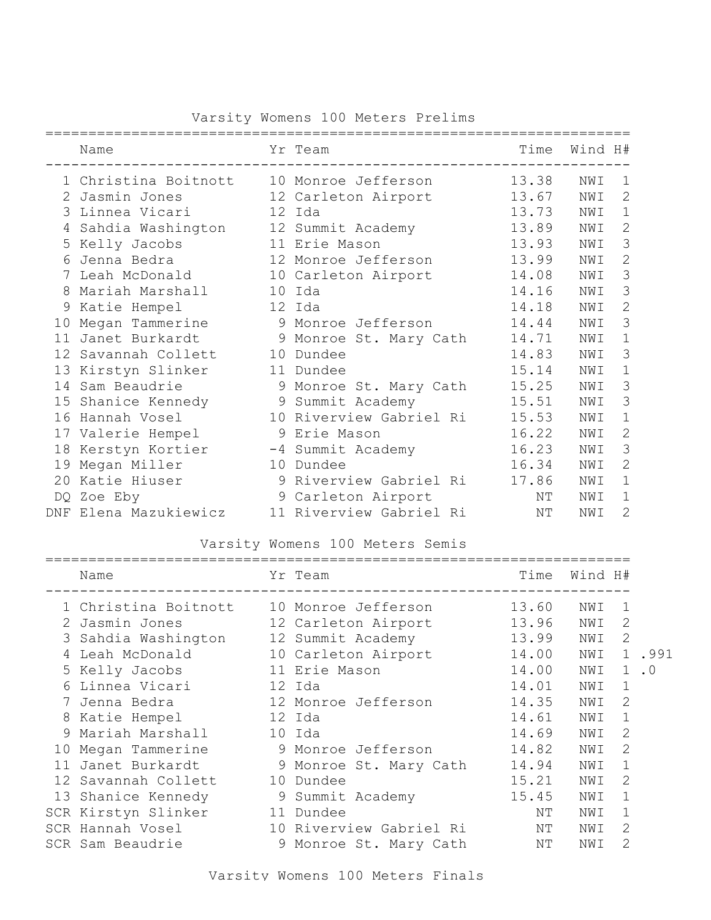## Varsity Womens 100 Meters Prelims

| | Name | Yr | Team | Time | Wind | H# |
|---|---|---|---|---|---|---|
| 1 | Christina Boitnott | 10 | Monroe Jefferson | 13.38 | NWI | 1 |
| 2 | Jasmin Jones | 12 | Carleton Airport | 13.67 | NWI | 2 |
| 3 | Linnea Vicari | 12 | Ida | 13.73 | NWI | 1 |
| 4 | Sahdia Washington | 12 | Summit Academy | 13.89 | NWI | 2 |
| 5 | Kelly Jacobs | 11 | Erie Mason | 13.93 | NWI | 3 |
| 6 | Jenna Bedra | 12 | Monroe Jefferson | 13.99 | NWI | 2 |
| 7 | Leah McDonald | 10 | Carleton Airport | 14.08 | NWI | 3 |
| 8 | Mariah Marshall | 10 | Ida | 14.16 | NWI | 3 |
| 9 | Katie Hempel | 12 | Ida | 14.18 | NWI | 2 |
| 10 | Megan Tammerine | 9 | Monroe Jefferson | 14.44 | NWI | 3 |
| 11 | Janet Burkardt | 9 | Monroe St. Mary Cath | 14.71 | NWI | 1 |
| 12 | Savannah Collett | 10 | Dundee | 14.83 | NWI | 3 |
| 13 | Kirstyn Slinker | 11 | Dundee | 15.14 | NWI | 1 |
| 14 | Sam Beaudrie | 9 | Monroe St. Mary Cath | 15.25 | NWI | 3 |
| 15 | Shanice Kennedy | 9 | Summit Academy | 15.51 | NWI | 3 |
| 16 | Hannah Vosel | 10 | Riverview Gabriel Ri | 15.53 | NWI | 1 |
| 17 | Valerie Hempel | 9 | Erie Mason | 16.22 | NWI | 2 |
| 18 | Kerstyn Kortier | -4 | Summit Academy | 16.23 | NWI | 3 |
| 19 | Megan Miller | 10 | Dundee | 16.34 | NWI | 2 |
| 20 | Katie Hiuser | 9 | Riverview Gabriel Ri | 17.86 | NWI | 1 |
| DQ | Zoe Eby | 9 | Carleton Airport | NT | NWI | 1 |
| DNF | Elena Mazukiewicz | 11 | Riverview Gabriel Ri | NT | NWI | 2 |

## Varsity Womens 100 Meters Semis

| | Name | Yr | Team | Time | Wind | H# | |
|---|---|---|---|---|---|---|---|
| 1 | Christina Boitnott | 10 | Monroe Jefferson | 13.60 | NWI | 1 | |
| 2 | Jasmin Jones | 12 | Carleton Airport | 13.96 | NWI | 2 | |
| 3 | Sahdia Washington | 12 | Summit Academy | 13.99 | NWI | 2 | |
| 4 | Leah McDonald | 10 | Carleton Airport | 14.00 | NWI | 1 | .991 |
| 5 | Kelly Jacobs | 11 | Erie Mason | 14.00 | NWI | 1 | .0 |
| 6 | Linnea Vicari | 12 | Ida | 14.01 | NWI | 1 | |
| 7 | Jenna Bedra | 12 | Monroe Jefferson | 14.35 | NWI | 2 | |
| 8 | Katie Hempel | 12 | Ida | 14.61 | NWI | 1 | |
| 9 | Mariah Marshall | 10 | Ida | 14.69 | NWI | 2 | |
| 10 | Megan Tammerine | 9 | Monroe Jefferson | 14.82 | NWI | 2 | |
| 11 | Janet Burkardt | 9 | Monroe St. Mary Cath | 14.94 | NWI | 1 | |
| 12 | Savannah Collett | 10 | Dundee | 15.21 | NWI | 2 | |
| 13 | Shanice Kennedy | 9 | Summit Academy | 15.45 | NWI | 1 | |
| SCR | Kirstyn Slinker | 11 | Dundee | NT | NWI | 1 | |
| SCR | Hannah Vosel | 10 | Riverview Gabriel Ri | NT | NWI | 2 | |
| SCR | Sam Beaudrie | 9 | Monroe St. Mary Cath | NT | NWI | 2 | |

## Varsity Womens 100 Meters Finals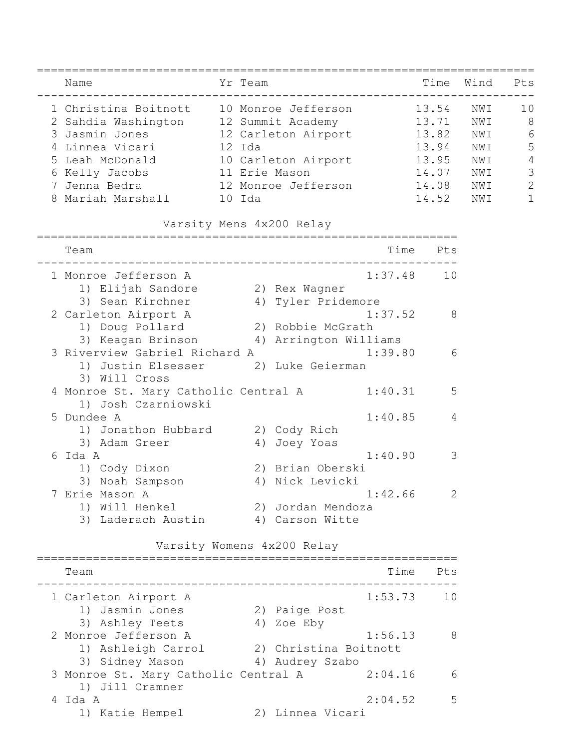| | Name | Yr | Team | Time | Wind | Pts |
|---|---|---|---|---|---|---|
| 1 | Christina Boitnott | 10 | Monroe Jefferson | 13.54 | NWI | 10 |
| 2 | Sahdia Washington | 12 | Summit Academy | 13.71 | NWI | 8 |
| 3 | Jasmin Jones | 12 | Carleton Airport | 13.82 | NWI | 6 |
| 4 | Linnea Vicari | 12 | Ida | 13.94 | NWI | 5 |
| 5 | Leah McDonald | 10 | Carleton Airport | 13.95 | NWI | 4 |
| 6 | Kelly Jacobs | 11 | Erie Mason | 14.07 | NWI | 3 |
| 7 | Jenna Bedra | 12 | Monroe Jefferson | 14.08 | NWI | 2 |
| 8 | Mariah Marshall | 10 | Ida | 14.52 | NWI | 1 |

## Varsity Mens 4x200 Relay

| | Team | Time | Pts |
|---|---|---|---|
| 1 | Monroe Jefferson A | 1:37.48 | 10 |
| | 1) Elijah Sandore 2) Rex Wagner 3) Sean Kirchner 4) Tyler Pridemore | | |
| 2 | Carleton Airport A | 1:37.52 | 8 |
| | 1) Doug Pollard 2) Robbie McGrath 3) Keagan Brinson 4) Arrington Williams | | |
| 3 | Riverview Gabriel Richard A | 1:39.80 | 6 |
| | 1) Justin Elsesser 2) Luke Geierman 3) Will Cross | | |
| 4 | Monroe St. Mary Catholic Central A | 1:40.31 | 5 |
| | 1) Josh Czarniowski | | |
| 5 | Dundee A | 1:40.85 | 4 |
| | 1) Jonathon Hubbard 2) Cody Rich 3) Adam Greer 4) Joey Yoas | | |
| 6 | Ida A | 1:40.90 | 3 |
| | 1) Cody Dixon 2) Brian Oberski 3) Noah Sampson 4) Nick Levicki | | |
| 7 | Erie Mason A | 1:42.66 | 2 |
| | 1) Will Henkel 2) Jordan Mendoza 3) Laderach Austin 4) Carson Witte | | |

## Varsity Womens 4x200 Relay

| | Team | Time | Pts |
|---|---|---|---|
| 1 | Carleton Airport A | 1:53.73 | 10 |
| | 1) Jasmin Jones 2) Paige Post 3) Ashley Teets 4) Zoe Eby | | |
| 2 | Monroe Jefferson A | 1:56.13 | 8 |
| | 1) Ashleigh Carrol 2) Christina Boitnott 3) Sidney Mason 4) Audrey Szabo | | |
| 3 | Monroe St. Mary Catholic Central A | 2:04.16 | 6 |
| | 1) Jill Cramner | | |
| 4 | Ida A | 2:04.52 | 5 |
| | 1) Katie Hempel 2) Linnea Vicari | | |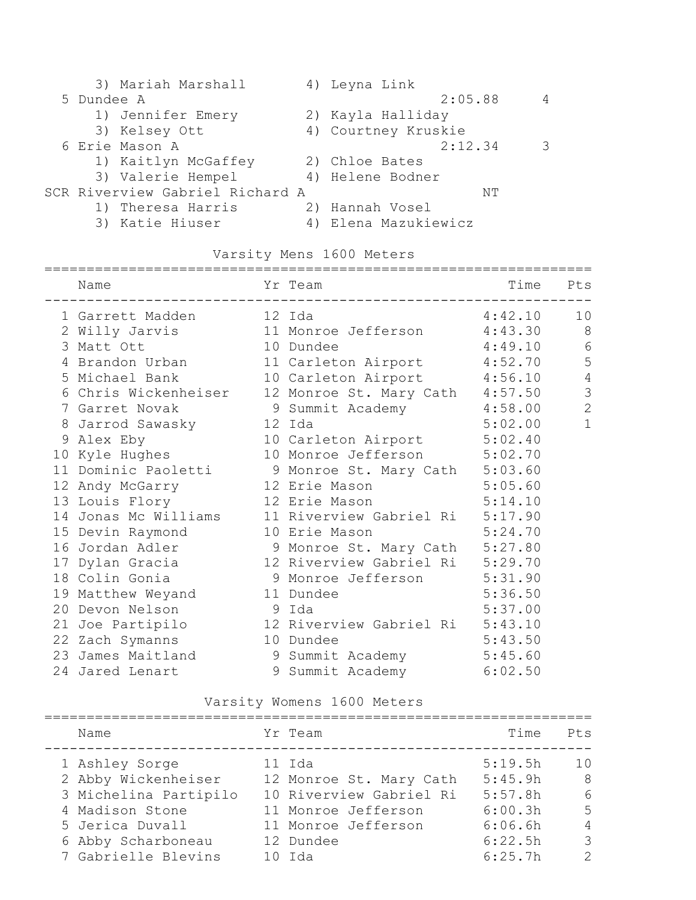3) Mariah Marshall    4) Leyna Link

| Place | Team | Time | Pts |
|---|---|---|---|
| 5 | Dundee A | 2:05.88 | 4 |

1) Jennifer Emery    2) Kayla Halliday
3) Kelsey Ott    4) Courtney Kruskie

| Place | Team | Time | Pts |
|---|---|---|---|
| 6 | Erie Mason A | 2:12.34 | 3 |

1) Kaitlyn McGaffey    2) Chloe Bates
3) Valerie Hempel    4) Helene Bodner

| Place | Team | Time | Pts |
|---|---|---|---|
| SCR | Riverview Gabriel Richard A | NT | |

1) Theresa Harris    2) Hannah Vosel
3) Katie Hiuser    4) Elena Mazukiewicz

## Varsity Mens 1600 Meters

| | Name | Yr | Team | Time | Pts |
|---|---|---|---|---|---|
| 1 | Garrett Madden | 12 | Ida | 4:42.10 | 10 |
| 2 | Willy Jarvis | 11 | Monroe Jefferson | 4:43.30 | 8 |
| 3 | Matt Ott | 10 | Dundee | 4:49.10 | 6 |
| 4 | Brandon Urban | 11 | Carleton Airport | 4:52.70 | 5 |
| 5 | Michael Bank | 10 | Carleton Airport | 4:56.10 | 4 |
| 6 | Chris Wickenheiser | 12 | Monroe St. Mary Cath | 4:57.50 | 3 |
| 7 | Garret Novak | 9 | Summit Academy | 4:58.00 | 2 |
| 8 | Jarrod Sawasky | 12 | Ida | 5:02.00 | 1 |
| 9 | Alex Eby | 10 | Carleton Airport | 5:02.40 | |
| 10 | Kyle Hughes | 10 | Monroe Jefferson | 5:02.70 | |
| 11 | Dominic Paoletti | 9 | Monroe St. Mary Cath | 5:03.60 | |
| 12 | Andy McGarry | 12 | Erie Mason | 5:05.60 | |
| 13 | Louis Flory | 12 | Erie Mason | 5:14.10 | |
| 14 | Jonas Mc Williams | 11 | Riverview Gabriel Ri | 5:17.90 | |
| 15 | Devin Raymond | 10 | Erie Mason | 5:24.70 | |
| 16 | Jordan Adler | 9 | Monroe St. Mary Cath | 5:27.80 | |
| 17 | Dylan Gracia | 12 | Riverview Gabriel Ri | 5:29.70 | |
| 18 | Colin Gonia | 9 | Monroe Jefferson | 5:31.90 | |
| 19 | Matthew Weyand | 11 | Dundee | 5:36.50 | |
| 20 | Devon Nelson | 9 | Ida | 5:37.00 | |
| 21 | Joe Partipilo | 12 | Riverview Gabriel Ri | 5:43.10 | |
| 22 | Zach Symanns | 10 | Dundee | 5:43.50 | |
| 23 | James Maitland | 9 | Summit Academy | 5:45.60 | |
| 24 | Jared Lenart | 9 | Summit Academy | 6:02.50 | |

## Varsity Womens 1600 Meters

| | Name | Yr | Team | Time | Pts |
|---|---|---|---|---|---|
| 1 | Ashley Sorge | 11 | Ida | 5:19.5h | 10 |
| 2 | Abby Wickenheiser | 12 | Monroe St. Mary Cath | 5:45.9h | 8 |
| 3 | Michelina Partipilo | 10 | Riverview Gabriel Ri | 5:57.8h | 6 |
| 4 | Madison Stone | 11 | Monroe Jefferson | 6:00.3h | 5 |
| 5 | Jerica Duvall | 11 | Monroe Jefferson | 6:06.6h | 4 |
| 6 | Abby Scharboneau | 12 | Dundee | 6:22.5h | 3 |
| 7 | Gabrielle Blevins | 10 | Ida | 6:25.7h | 2 |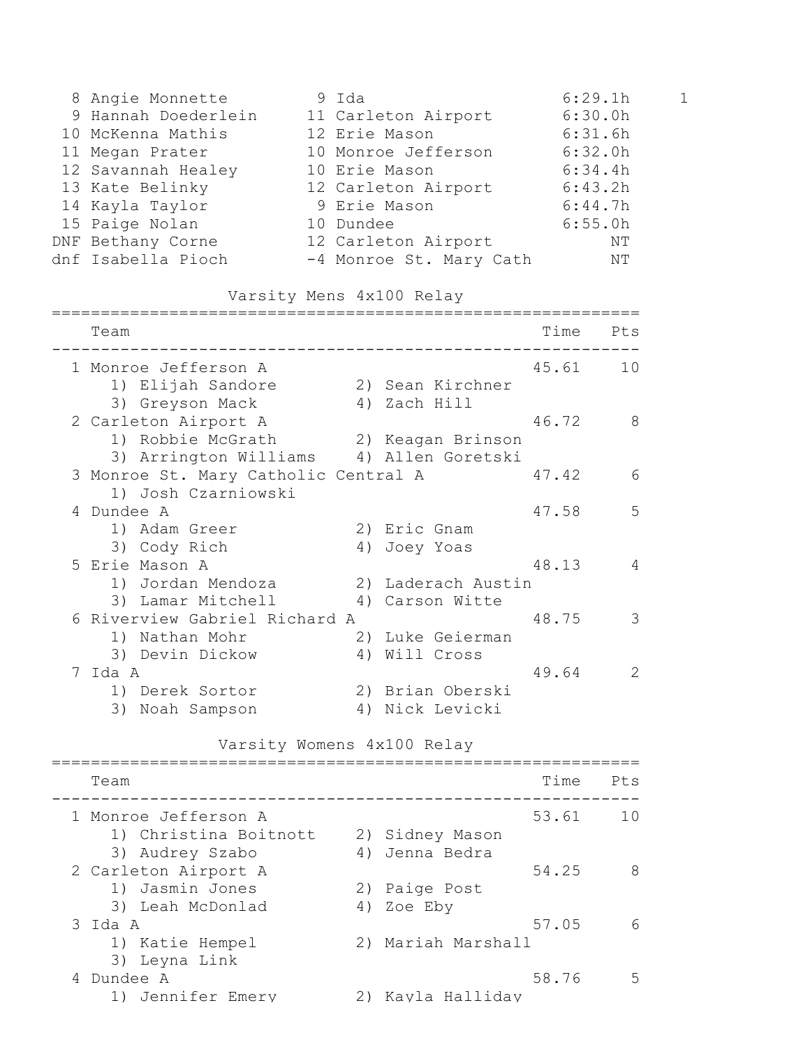| Place | Name | Year | School | Time | Pts |
|---|---|---|---|---|---|
| 8 | Angie Monnette | 9 | Ida | 6:29.1h | 1 |
| 9 | Hannah Doederlein | 11 | Carleton Airport | 6:30.0h | |
| 10 | McKenna Mathis | 12 | Erie Mason | 6:31.6h | |
| 11 | Megan Prater | 10 | Monroe Jefferson | 6:32.0h | |
| 12 | Savannah Healey | 10 | Erie Mason | 6:34.4h | |
| 13 | Kate Belinky | 12 | Carleton Airport | 6:43.2h | |
| 14 | Kayla Taylor | 9 | Erie Mason | 6:44.7h | |
| 15 | Paige Nolan | 10 | Dundee | 6:55.0h | |
| DNF | Bethany Corne | 12 | Carleton Airport | NT | |
| dnf | Isabella Pioch | -4 | Monroe St. Mary Cath | NT | |

## Varsity Mens 4x100 Relay

| Place | Team | Time | Pts |
|---|---|---|---|
| 1 | Monroe Jefferson A | 45.61 | 10 |
| | 1) Elijah Sandore 2) Sean Kirchner 3) Greyson Mack 4) Zach Hill | | |
| 2 | Carleton Airport A | 46.72 | 8 |
| | 1) Robbie McGrath 2) Keagan Brinson 3) Arrington Williams 4) Allen Goretski | | |
| 3 | Monroe St. Mary Catholic Central A | 47.42 | 6 |
| | 1) Josh Czarniowski | | |
| 4 | Dundee A | 47.58 | 5 |
| | 1) Adam Greer 2) Eric Gnam 3) Cody Rich 4) Joey Yoas | | |
| 5 | Erie Mason A | 48.13 | 4 |
| | 1) Jordan Mendoza 2) Laderach Austin 3) Lamar Mitchell 4) Carson Witte | | |
| 6 | Riverview Gabriel Richard A | 48.75 | 3 |
| | 1) Nathan Mohr 2) Luke Geierman 3) Devin Dickow 4) Will Cross | | |
| 7 | Ida A | 49.64 | 2 |
| | 1) Derek Sortor 2) Brian Oberski 3) Noah Sampson 4) Nick Levicki | | |

## Varsity Womens 4x100 Relay

| Place | Team | Time | Pts |
|---|---|---|---|
| 1 | Monroe Jefferson A | 53.61 | 10 |
| | 1) Christina Boitnott 2) Sidney Mason 3) Audrey Szabo 4) Jenna Bedra | | |
| 2 | Carleton Airport A | 54.25 | 8 |
| | 1) Jasmin Jones 2) Paige Post 3) Leah McDonlad 4) Zoe Eby | | |
| 3 | Ida A | 57.05 | 6 |
| | 1) Katie Hempel 2) Mariah Marshall 3) Leyna Link | | |
| 4 | Dundee A | 58.76 | 5 |
| | 1) Jennifer Emery 2) Kayla Halliday | | |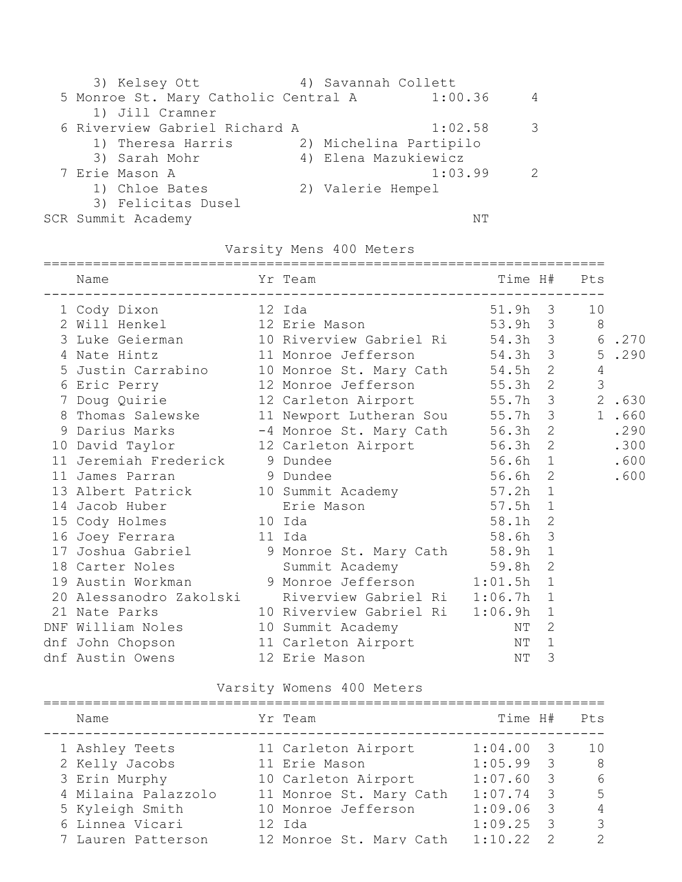3) Kelsey Ott 4) Savannah Collett

| Place | Team | Time | Pts |
|---|---|---|---|
| 5 | Monroe St. Mary Catholic Central A | 1:00.36 | 4 |
| | 1) Jill Cramner | | |
| 6 | Riverview Gabriel Richard A | 1:02.58 | 3 |
| | 1) Theresa Harris 2) Michelina Partipilo 3) Sarah Mohr 4) Elena Mazukiewicz | | |
| 7 | Erie Mason A | 1:03.99 | 2 |
| | 1) Chloe Bates 2) Valerie Hempel 3) Felicitas Dusel | | |
| SCR | Summit Academy | NT | |

## Varsity Mens 400 Meters

| Place | Name | Yr | Team | Time | H# | Pts | |
|---|---|---|---|---|---|---|---|
| 1 | Cody Dixon | 12 | Ida | 51.9h | 3 | 10 | |
| 2 | Will Henkel | 12 | Erie Mason | 53.9h | 3 | 8 | |
| 3 | Luke Geierman | 10 | Riverview Gabriel Ri | 54.3h | 3 | 6 | .270 |
| 4 | Nate Hintz | 11 | Monroe Jefferson | 54.3h | 3 | 5 | .290 |
| 5 | Justin Carrabino | 10 | Monroe St. Mary Cath | 54.5h | 2 | 4 | |
| 6 | Eric Perry | 12 | Monroe Jefferson | 55.3h | 2 | 3 | |
| 7 | Doug Quirie | 12 | Carleton Airport | 55.7h | 3 | 2 | .630 |
| 8 | Thomas Salewske | 11 | Newport Lutheran Sou | 55.7h | 3 | 1 | .660 |
| 9 | Darius Marks | -4 | Monroe St. Mary Cath | 56.3h | 2 | | .290 |
| 10 | David Taylor | 12 | Carleton Airport | 56.3h | 2 | | .300 |
| 11 | Jeremiah Frederick | 9 | Dundee | 56.6h | 1 | | .600 |
| 11 | James Parran | 9 | Dundee | 56.6h | 2 | | .600 |
| 13 | Albert Patrick | 10 | Summit Academy | 57.2h | 1 | | |
| 14 | Jacob Huber | | Erie Mason | 57.5h | 1 | | |
| 15 | Cody Holmes | 10 | Ida | 58.1h | 2 | | |
| 16 | Joey Ferrara | 11 | Ida | 58.6h | 3 | | |
| 17 | Joshua Gabriel | 9 | Monroe St. Mary Cath | 58.9h | 1 | | |
| 18 | Carter Noles | | Summit Academy | 59.8h | 2 | | |
| 19 | Austin Workman | 9 | Monroe Jefferson | 1:01.5h | 1 | | |
| 20 | Alessanodro Zakolski | | Riverview Gabriel Ri | 1:06.7h | 1 | | |
| 21 | Nate Parks | 10 | Riverview Gabriel Ri | 1:06.9h | 1 | | |
| DNF | William Noles | 10 | Summit Academy | NT | 2 | | |
| dnf | John Chopson | 11 | Carleton Airport | NT | 1 | | |
| dnf | Austin Owens | 12 | Erie Mason | NT | 3 | | |

## Varsity Womens 400 Meters

| Place | Name | Yr | Team | Time | H# | Pts |
|---|---|---|---|---|---|---|
| 1 | Ashley Teets | 11 | Carleton Airport | 1:04.00 | 3 | 10 |
| 2 | Kelly Jacobs | 11 | Erie Mason | 1:05.99 | 3 | 8 |
| 3 | Erin Murphy | 10 | Carleton Airport | 1:07.60 | 3 | 6 |
| 4 | Milaina Palazzolo | 11 | Monroe St. Mary Cath | 1:07.74 | 3 | 5 |
| 5 | Kyleigh Smith | 10 | Monroe Jefferson | 1:09.06 | 3 | 4 |
| 6 | Linnea Vicari | 12 | Ida | 1:09.25 | 3 | 3 |
| 7 | Lauren Patterson | 12 | Monroe St. Mary Cath | 1:10.22 | 2 | 2 |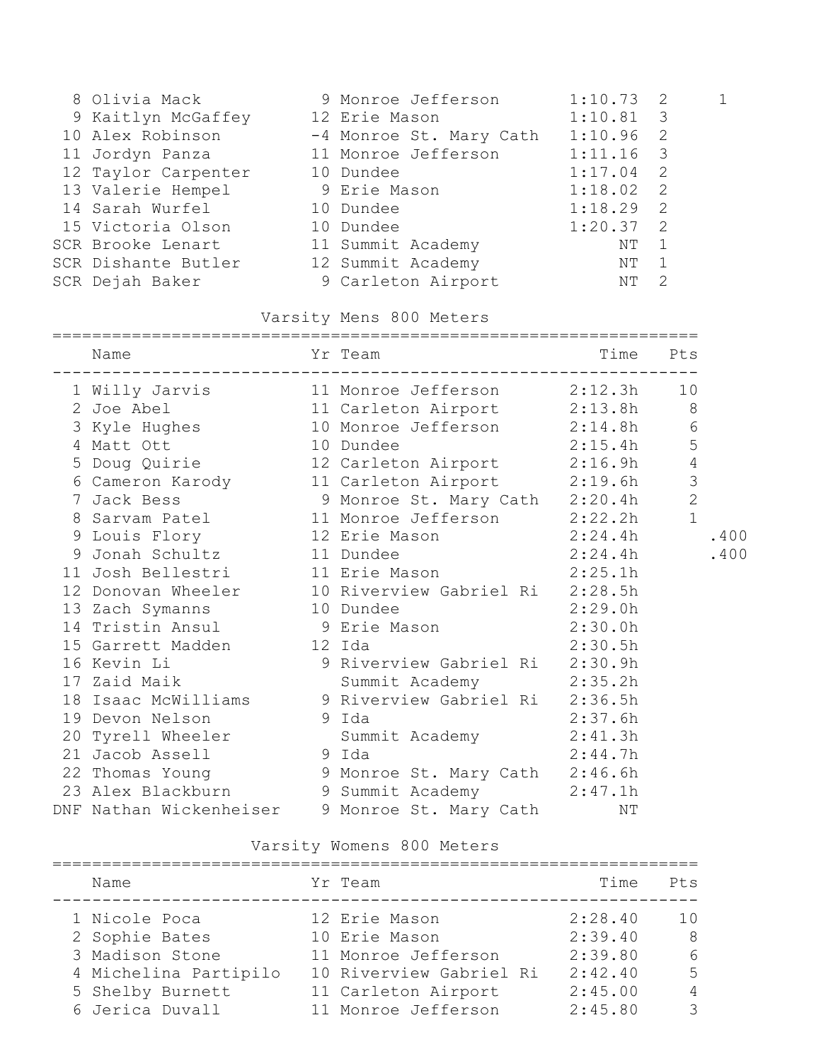| Place | Name | Yr | Team | Time | Heat | Pts |
|---|---|---|---|---|---|---|
| 8 | Olivia Mack | 9 | Monroe Jefferson | 1:10.73 | 2 | 1 |
| 9 | Kaitlyn McGaffey | 12 | Erie Mason | 1:10.81 | 3 | |
| 10 | Alex Robinson | -4 | Monroe St. Mary Cath | 1:10.96 | 2 | |
| 11 | Jordyn Panza | 11 | Monroe Jefferson | 1:11.16 | 3 | |
| 12 | Taylor Carpenter | 10 | Dundee | 1:17.04 | 2 | |
| 13 | Valerie Hempel | 9 | Erie Mason | 1:18.02 | 2 | |
| 14 | Sarah Wurfel | 10 | Dundee | 1:18.29 | 2 | |
| 15 | Victoria Olson | 10 | Dundee | 1:20.37 | 2 | |
| SCR | Brooke Lenart | 11 | Summit Academy | NT | 1 | |
| SCR | Dishante Butler | 12 | Summit Academy | NT | 1 | |
| SCR | Dejah Baker | 9 | Carleton Airport | NT | 2 | |

## Varsity Mens 800 Meters

| | Name | Yr | Team | Time | Pts | |
|---|---|---|---|---|---|---|
| 1 | Willy Jarvis | 11 | Monroe Jefferson | 2:12.3h | 10 | |
| 2 | Joe Abel | 11 | Carleton Airport | 2:13.8h | 8 | |
| 3 | Kyle Hughes | 10 | Monroe Jefferson | 2:14.8h | 6 | |
| 4 | Matt Ott | 10 | Dundee | 2:15.4h | 5 | |
| 5 | Doug Quirie | 12 | Carleton Airport | 2:16.9h | 4 | |
| 6 | Cameron Karody | 11 | Carleton Airport | 2:19.6h | 3 | |
| 7 | Jack Bess | 9 | Monroe St. Mary Cath | 2:20.4h | 2 | |
| 8 | Sarvam Patel | 11 | Monroe Jefferson | 2:22.2h | 1 | |
| 9 | Louis Flory | 12 | Erie Mason | 2:24.4h | | .400 |
| 9 | Jonah Schultz | 11 | Dundee | 2:24.4h | | .400 |
| 11 | Josh Bellestri | 11 | Erie Mason | 2:25.1h | | |
| 12 | Donovan Wheeler | 10 | Riverview Gabriel Ri | 2:28.5h | | |
| 13 | Zach Symanns | 10 | Dundee | 2:29.0h | | |
| 14 | Tristin Ansul | 9 | Erie Mason | 2:30.0h | | |
| 15 | Garrett Madden | 12 | Ida | 2:30.5h | | |
| 16 | Kevin Li | 9 | Riverview Gabriel Ri | 2:30.9h | | |
| 17 | Zaid Maik | | Summit Academy | 2:35.2h | | |
| 18 | Isaac McWilliams | 9 | Riverview Gabriel Ri | 2:36.5h | | |
| 19 | Devon Nelson | 9 | Ida | 2:37.6h | | |
| 20 | Tyrell Wheeler | | Summit Academy | 2:41.3h | | |
| 21 | Jacob Assell | 9 | Ida | 2:44.7h | | |
| 22 | Thomas Young | 9 | Monroe St. Mary Cath | 2:46.6h | | |
| 23 | Alex Blackburn | 9 | Summit Academy | 2:47.1h | | |
| DNF | Nathan Wickenheiser | 9 | Monroe St. Mary Cath | NT | | |

## Varsity Womens 800 Meters

| | Name | Yr | Team | Time | Pts |
|---|---|---|---|---|---|
| 1 | Nicole Poca | 12 | Erie Mason | 2:28.40 | 10 |
| 2 | Sophie Bates | 10 | Erie Mason | 2:39.40 | 8 |
| 3 | Madison Stone | 11 | Monroe Jefferson | 2:39.80 | 6 |
| 4 | Michelina Partipilo | 10 | Riverview Gabriel Ri | 2:42.40 | 5 |
| 5 | Shelby Burnett | 11 | Carleton Airport | 2:45.00 | 4 |
| 6 | Jerica Duvall | 11 | Monroe Jefferson | 2:45.80 | 3 |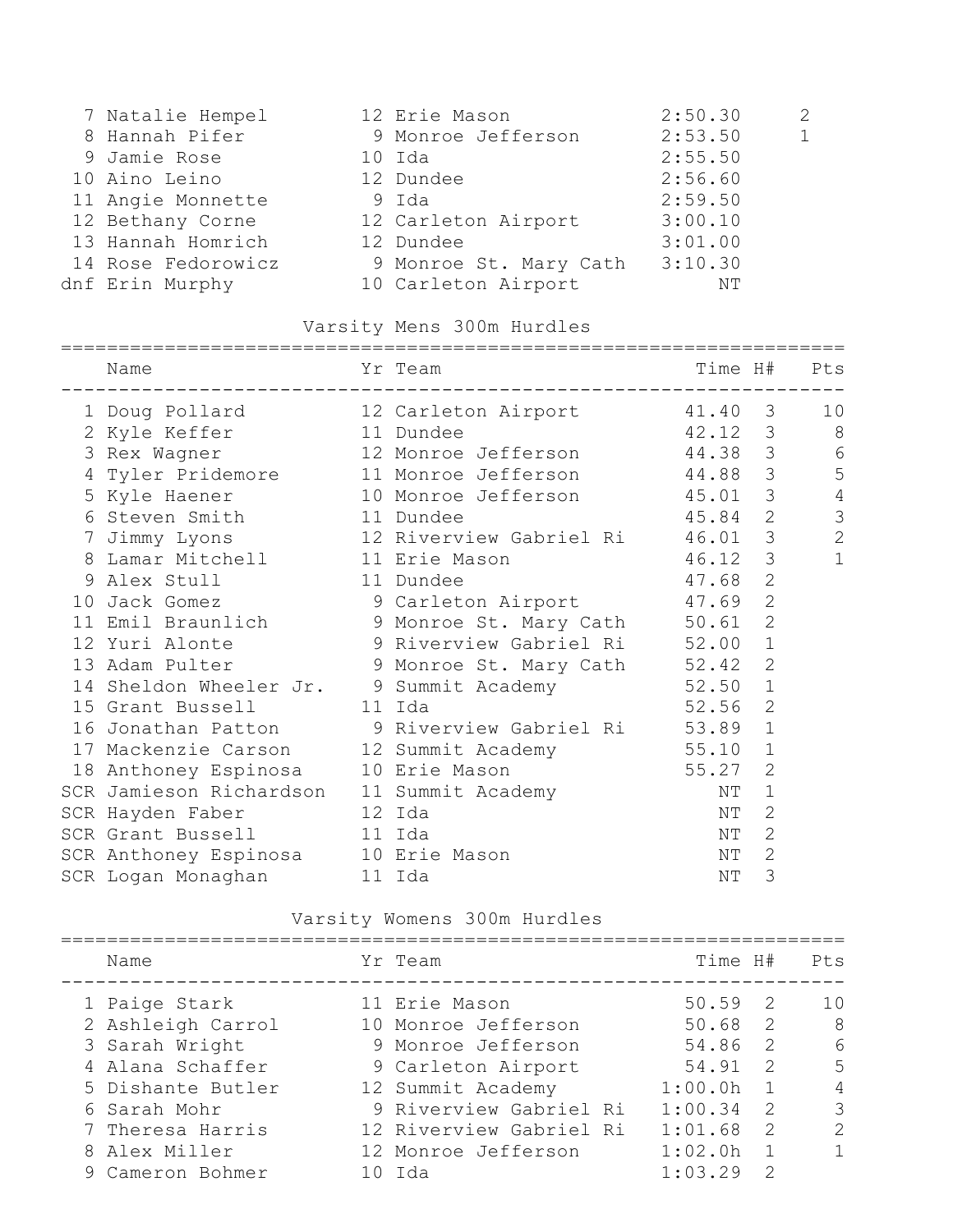| Place | Name | Yr | Team | Time | Pts |
|---|---|---|---|---|---|
| 7 | Natalie Hempel | 12 | Erie Mason | 2:50.30 | 2 |
| 8 | Hannah Pifer | 9 | Monroe Jefferson | 2:53.50 | 1 |
| 9 | Jamie Rose | 10 | Ida | 2:55.50 | |
| 10 | Aino Leino | 12 | Dundee | 2:56.60 | |
| 11 | Angie Monnette | 9 | Ida | 2:59.50 | |
| 12 | Bethany Corne | 12 | Carleton Airport | 3:00.10 | |
| 13 | Hannah Homrich | 12 | Dundee | 3:01.00 | |
| 14 | Rose Fedorowicz | 9 | Monroe St. Mary Cath | 3:10.30 | |
| dnf | Erin Murphy | 10 | Carleton Airport | NT | |

## Varsity Mens 300m Hurdles

| Place | Name | Yr | Team | Time | H# | Pts |
|---|---|---|---|---|---|---|
| 1 | Doug Pollard | 12 | Carleton Airport | 41.40 | 3 | 10 |
| 2 | Kyle Keffer | 11 | Dundee | 42.12 | 3 | 8 |
| 3 | Rex Wagner | 12 | Monroe Jefferson | 44.38 | 3 | 6 |
| 4 | Tyler Pridemore | 11 | Monroe Jefferson | 44.88 | 3 | 5 |
| 5 | Kyle Haener | 10 | Monroe Jefferson | 45.01 | 3 | 4 |
| 6 | Steven Smith | 11 | Dundee | 45.84 | 2 | 3 |
| 7 | Jimmy Lyons | 12 | Riverview Gabriel Ri | 46.01 | 3 | 2 |
| 8 | Lamar Mitchell | 11 | Erie Mason | 46.12 | 3 | 1 |
| 9 | Alex Stull | 11 | Dundee | 47.68 | 2 | |
| 10 | Jack Gomez | 9 | Carleton Airport | 47.69 | 2 | |
| 11 | Emil Braunlich | 9 | Monroe St. Mary Cath | 50.61 | 2 | |
| 12 | Yuri Alonte | 9 | Riverview Gabriel Ri | 52.00 | 1 | |
| 13 | Adam Pulter | 9 | Monroe St. Mary Cath | 52.42 | 2 | |
| 14 | Sheldon Wheeler Jr. | 9 | Summit Academy | 52.50 | 1 | |
| 15 | Grant Bussell | 11 | Ida | 52.56 | 2 | |
| 16 | Jonathan Patton | 9 | Riverview Gabriel Ri | 53.89 | 1 | |
| 17 | Mackenzie Carson | 12 | Summit Academy | 55.10 | 1 | |
| 18 | Anthoney Espinosa | 10 | Erie Mason | 55.27 | 2 | |
| SCR | Jamieson Richardson | 11 | Summit Academy | NT | 1 | |
| SCR | Hayden Faber | 12 | Ida | NT | 2 | |
| SCR | Grant Bussell | 11 | Ida | NT | 2 | |
| SCR | Anthoney Espinosa | 10 | Erie Mason | NT | 2 | |
| SCR | Logan Monaghan | 11 | Ida | NT | 3 | |

## Varsity Womens 300m Hurdles

| Place | Name | Yr | Team | Time | H# | Pts |
|---|---|---|---|---|---|---|
| 1 | Paige Stark | 11 | Erie Mason | 50.59 | 2 | 10 |
| 2 | Ashleigh Carrol | 10 | Monroe Jefferson | 50.68 | 2 | 8 |
| 3 | Sarah Wright | 9 | Monroe Jefferson | 54.86 | 2 | 6 |
| 4 | Alana Schaffer | 9 | Carleton Airport | 54.91 | 2 | 5 |
| 5 | Dishante Butler | 12 | Summit Academy | 1:00.0h | 1 | 4 |
| 6 | Sarah Mohr | 9 | Riverview Gabriel Ri | 1:00.34 | 2 | 3 |
| 7 | Theresa Harris | 12 | Riverview Gabriel Ri | 1:01.68 | 2 | 2 |
| 8 | Alex Miller | 12 | Monroe Jefferson | 1:02.0h | 1 | 1 |
| 9 | Cameron Bohmer | 10 | Ida | 1:03.29 | 2 | |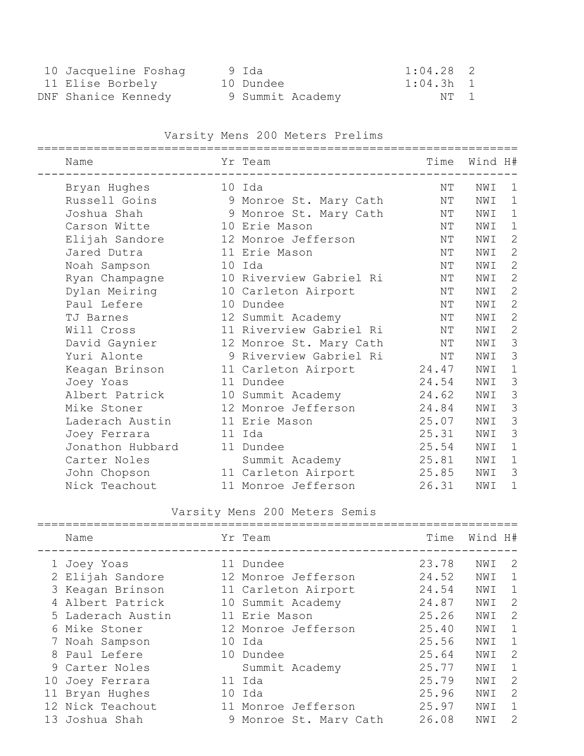| Place | Name | Yr | Team | Time | H# |
|---|---|---|---|---|---|
| 10 | Jacqueline Foshag | 9 | Ida | 1:04.28 | 2 |
| 11 | Elise Borbely | 10 | Dundee | 1:04.3h | 1 |
| DNF | Shanice Kennedy | 9 | Summit Academy | NT | 1 |

## Varsity Mens 200 Meters Prelims

| | Name | Yr | Team | Time | Wind | H# |
|---|---|---|---|---|---|---|
| | Bryan Hughes | 10 | Ida | NT | NWI | 1 |
| | Russell Goins | 9 | Monroe St. Mary Cath | NT | NWI | 1 |
| | Joshua Shah | 9 | Monroe St. Mary Cath | NT | NWI | 1 |
| | Carson Witte | 10 | Erie Mason | NT | NWI | 1 |
| | Elijah Sandore | 12 | Monroe Jefferson | NT | NWI | 2 |
| | Jared Dutra | 11 | Erie Mason | NT | NWI | 2 |
| | Noah Sampson | 10 | Ida | NT | NWI | 2 |
| | Ryan Champagne | 10 | Riverview Gabriel Ri | NT | NWI | 2 |
| | Dylan Meiring | 10 | Carleton Airport | NT | NWI | 2 |
| | Paul Lefere | 10 | Dundee | NT | NWI | 2 |
| | TJ Barnes | 12 | Summit Academy | NT | NWI | 2 |
| | Will Cross | 11 | Riverview Gabriel Ri | NT | NWI | 2 |
| | David Gaynier | 12 | Monroe St. Mary Cath | NT | NWI | 3 |
| | Yuri Alonte | 9 | Riverview Gabriel Ri | NT | NWI | 3 |
| | Keagan Brinson | 11 | Carleton Airport | 24.47 | NWI | 1 |
| | Joey Yoas | 11 | Dundee | 24.54 | NWI | 3 |
| | Albert Patrick | 10 | Summit Academy | 24.62 | NWI | 3 |
| | Mike Stoner | 12 | Monroe Jefferson | 24.84 | NWI | 3 |
| | Laderach Austin | 11 | Erie Mason | 25.07 | NWI | 3 |
| | Joey Ferrara | 11 | Ida | 25.31 | NWI | 3 |
| | Jonathon Hubbard | 11 | Dundee | 25.54 | NWI | 1 |
| | Carter Noles | | Summit Academy | 25.81 | NWI | 1 |
| | John Chopson | 11 | Carleton Airport | 25.85 | NWI | 3 |
| | Nick Teachout | 11 | Monroe Jefferson | 26.31 | NWI | 1 |

## Varsity Mens 200 Meters Semis

| | Name | Yr | Team | Time | Wind | H# |
|---|---|---|---|---|---|---|
| 1 | Joey Yoas | 11 | Dundee | 23.78 | NWI | 2 |
| 2 | Elijah Sandore | 12 | Monroe Jefferson | 24.52 | NWI | 1 |
| 3 | Keagan Brinson | 11 | Carleton Airport | 24.54 | NWI | 1 |
| 4 | Albert Patrick | 10 | Summit Academy | 24.87 | NWI | 2 |
| 5 | Laderach Austin | 11 | Erie Mason | 25.26 | NWI | 2 |
| 6 | Mike Stoner | 12 | Monroe Jefferson | 25.40 | NWI | 1 |
| 7 | Noah Sampson | 10 | Ida | 25.56 | NWI | 1 |
| 8 | Paul Lefere | 10 | Dundee | 25.64 | NWI | 2 |
| 9 | Carter Noles | | Summit Academy | 25.77 | NWI | 1 |
| 10 | Joey Ferrara | 11 | Ida | 25.79 | NWI | 2 |
| 11 | Bryan Hughes | 10 | Ida | 25.96 | NWI | 2 |
| 12 | Nick Teachout | 11 | Monroe Jefferson | 25.97 | NWI | 1 |
| 13 | Joshua Shah | 9 | Monroe St. Mary Cath | 26.08 | NWI | 2 |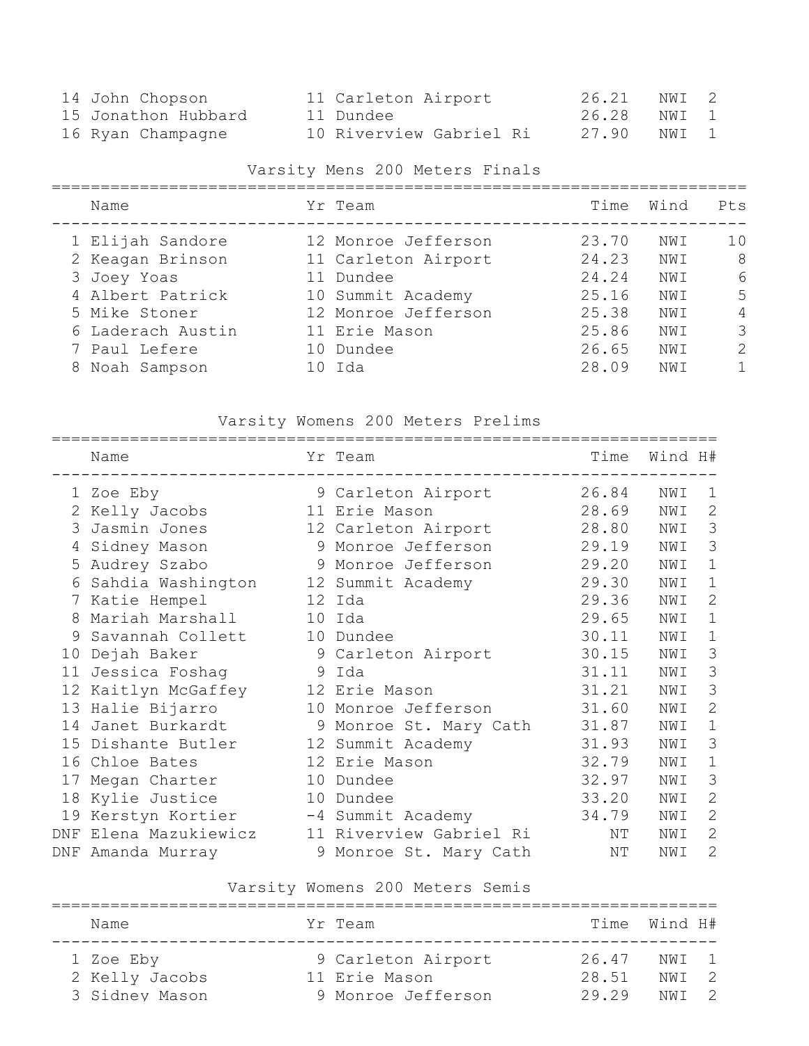| | Name | Yr | Team | Time | Wind | H# |
|---|---|---|---|---|---|---|
| 14 | John Chopson | 11 | Carleton Airport | 26.21 | NWI | 2 |
| 15 | Jonathon Hubbard | 11 | Dundee | 26.28 | NWI | 1 |
| 16 | Ryan Champagne | 10 | Riverview Gabriel Ri | 27.90 | NWI | 1 |

## Varsity Mens 200 Meters Finals

| | Name | Yr | Team | Time | Wind | Pts |
|---|---|---|---|---|---|---|
| 1 | Elijah Sandore | 12 | Monroe Jefferson | 23.70 | NWI | 10 |
| 2 | Keagan Brinson | 11 | Carleton Airport | 24.23 | NWI | 8 |
| 3 | Joey Yoas | 11 | Dundee | 24.24 | NWI | 6 |
| 4 | Albert Patrick | 10 | Summit Academy | 25.16 | NWI | 5 |
| 5 | Mike Stoner | 12 | Monroe Jefferson | 25.38 | NWI | 4 |
| 6 | Laderach Austin | 11 | Erie Mason | 25.86 | NWI | 3 |
| 7 | Paul Lefere | 10 | Dundee | 26.65 | NWI | 2 |
| 8 | Noah Sampson | 10 | Ida | 28.09 | NWI | 1 |

## Varsity Womens 200 Meters Prelims

| | Name | Yr | Team | Time | Wind | H# |
|---|---|---|---|---|---|---|
| 1 | Zoe Eby | 9 | Carleton Airport | 26.84 | NWI | 1 |
| 2 | Kelly Jacobs | 11 | Erie Mason | 28.69 | NWI | 2 |
| 3 | Jasmin Jones | 12 | Carleton Airport | 28.80 | NWI | 3 |
| 4 | Sidney Mason | 9 | Monroe Jefferson | 29.19 | NWI | 3 |
| 5 | Audrey Szabo | 9 | Monroe Jefferson | 29.20 | NWI | 1 |
| 6 | Sahdia Washington | 12 | Summit Academy | 29.30 | NWI | 1 |
| 7 | Katie Hempel | 12 | Ida | 29.36 | NWI | 2 |
| 8 | Mariah Marshall | 10 | Ida | 29.65 | NWI | 1 |
| 9 | Savannah Collett | 10 | Dundee | 30.11 | NWI | 1 |
| 10 | Dejah Baker | 9 | Carleton Airport | 30.15 | NWI | 3 |
| 11 | Jessica Foshag | 9 | Ida | 31.11 | NWI | 3 |
| 12 | Kaitlyn McGaffey | 12 | Erie Mason | 31.21 | NWI | 3 |
| 13 | Halie Bijarro | 10 | Monroe Jefferson | 31.60 | NWI | 2 |
| 14 | Janet Burkardt | 9 | Monroe St. Mary Cath | 31.87 | NWI | 1 |
| 15 | Dishante Butler | 12 | Summit Academy | 31.93 | NWI | 3 |
| 16 | Chloe Bates | 12 | Erie Mason | 32.79 | NWI | 1 |
| 17 | Megan Charter | 10 | Dundee | 32.97 | NWI | 3 |
| 18 | Kylie Justice | 10 | Dundee | 33.20 | NWI | 2 |
| 19 | Kerstyn Kortier | -4 | Summit Academy | 34.79 | NWI | 2 |
| DNF | Elena Mazukiewicz | 11 | Riverview Gabriel Ri | NT | NWI | 2 |
| DNF | Amanda Murray | 9 | Monroe St. Mary Cath | NT | NWI | 2 |

## Varsity Womens 200 Meters Semis

| | Name | Yr | Team | Time | Wind | H# |
|---|---|---|---|---|---|---|
| 1 | Zoe Eby | 9 | Carleton Airport | 26.47 | NWI | 1 |
| 2 | Kelly Jacobs | 11 | Erie Mason | 28.51 | NWI | 2 |
| 3 | Sidney Mason | 9 | Monroe Jefferson | 29.29 | NWI | 2 |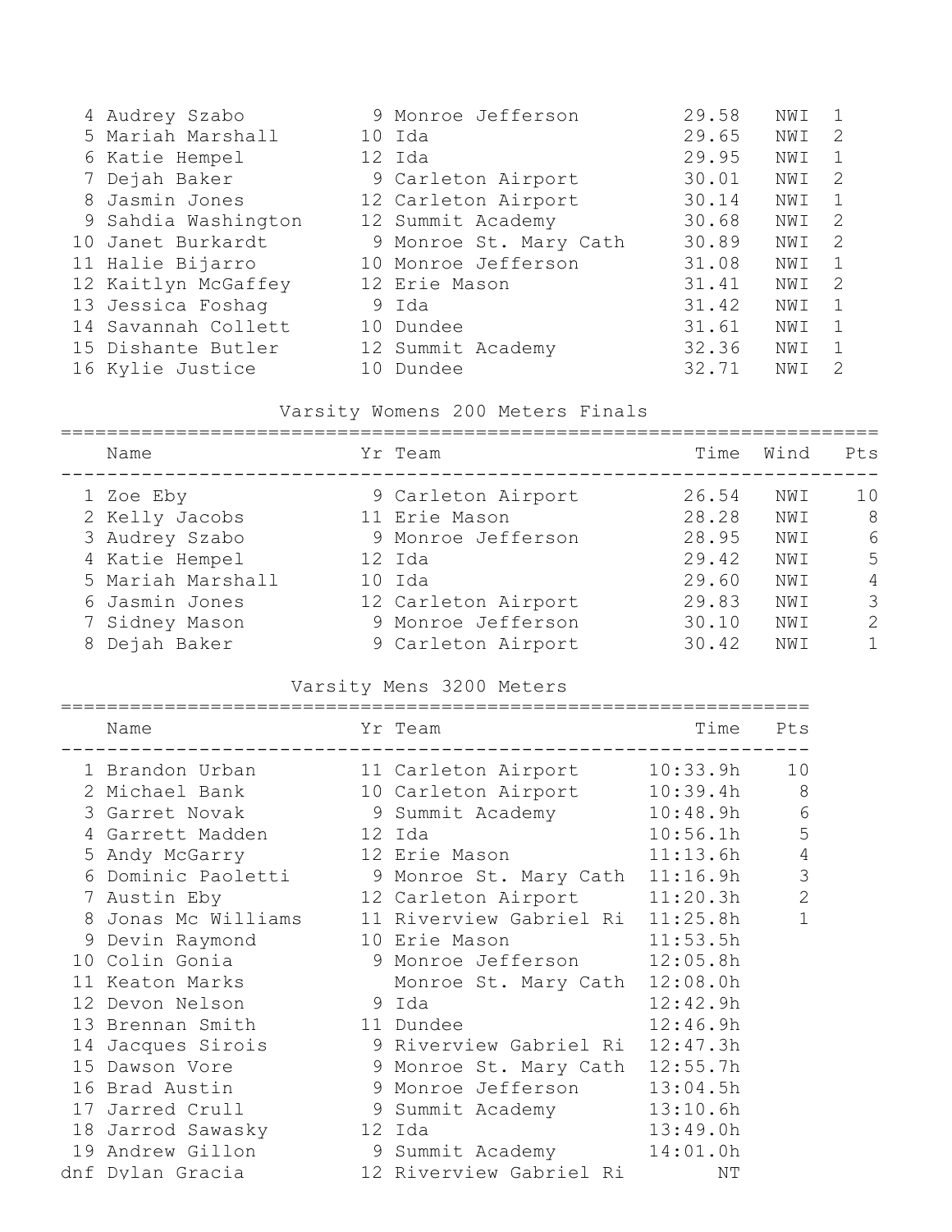| | Name | Yr | Team | Time | Wind | Heat |
|---|---|---|---|---|---|---|
| 4 | Audrey Szabo | 9 | Monroe Jefferson | 29.58 | NWI | 1 |
| 5 | Mariah Marshall | 10 | Ida | 29.65 | NWI | 2 |
| 6 | Katie Hempel | 12 | Ida | 29.95 | NWI | 1 |
| 7 | Dejah Baker | 9 | Carleton Airport | 30.01 | NWI | 2 |
| 8 | Jasmin Jones | 12 | Carleton Airport | 30.14 | NWI | 1 |
| 9 | Sahdia Washington | 12 | Summit Academy | 30.68 | NWI | 2 |
| 10 | Janet Burkardt | 9 | Monroe St. Mary Cath | 30.89 | NWI | 2 |
| 11 | Halie Bijarro | 10 | Monroe Jefferson | 31.08 | NWI | 1 |
| 12 | Kaitlyn McGaffey | 12 | Erie Mason | 31.41 | NWI | 2 |
| 13 | Jessica Foshag | 9 | Ida | 31.42 | NWI | 1 |
| 14 | Savannah Collett | 10 | Dundee | 31.61 | NWI | 1 |
| 15 | Dishante Butler | 12 | Summit Academy | 32.36 | NWI | 1 |
| 16 | Kylie Justice | 10 | Dundee | 32.71 | NWI | 2 |

## Varsity Womens 200 Meters Finals

| | Name | Yr | Team | Time | Wind | Pts |
|---|---|---|---|---|---|---|
| 1 | Zoe Eby | 9 | Carleton Airport | 26.54 | NWI | 10 |
| 2 | Kelly Jacobs | 11 | Erie Mason | 28.28 | NWI | 8 |
| 3 | Audrey Szabo | 9 | Monroe Jefferson | 28.95 | NWI | 6 |
| 4 | Katie Hempel | 12 | Ida | 29.42 | NWI | 5 |
| 5 | Mariah Marshall | 10 | Ida | 29.60 | NWI | 4 |
| 6 | Jasmin Jones | 12 | Carleton Airport | 29.83 | NWI | 3 |
| 7 | Sidney Mason | 9 | Monroe Jefferson | 30.10 | NWI | 2 |
| 8 | Dejah Baker | 9 | Carleton Airport | 30.42 | NWI | 1 |

## Varsity Mens 3200 Meters

| | Name | Yr | Team | Time | Pts |
|---|---|---|---|---|---|
| 1 | Brandon Urban | 11 | Carleton Airport | 10:33.9h | 10 |
| 2 | Michael Bank | 10 | Carleton Airport | 10:39.4h | 8 |
| 3 | Garret Novak | 9 | Summit Academy | 10:48.9h | 6 |
| 4 | Garrett Madden | 12 | Ida | 10:56.1h | 5 |
| 5 | Andy McGarry | 12 | Erie Mason | 11:13.6h | 4 |
| 6 | Dominic Paoletti | 9 | Monroe St. Mary Cath | 11:16.9h | 3 |
| 7 | Austin Eby | 12 | Carleton Airport | 11:20.3h | 2 |
| 8 | Jonas Mc Williams | 11 | Riverview Gabriel Ri | 11:25.8h | 1 |
| 9 | Devin Raymond | 10 | Erie Mason | 11:53.5h | |
| 10 | Colin Gonia | 9 | Monroe Jefferson | 12:05.8h | |
| 11 | Keaton Marks | | Monroe St. Mary Cath | 12:08.0h | |
| 12 | Devon Nelson | 9 | Ida | 12:42.9h | |
| 13 | Brennan Smith | 11 | Dundee | 12:46.9h | |
| 14 | Jacques Sirois | 9 | Riverview Gabriel Ri | 12:47.3h | |
| 15 | Dawson Vore | 9 | Monroe St. Mary Cath | 12:55.7h | |
| 16 | Brad Austin | 9 | Monroe Jefferson | 13:04.5h | |
| 17 | Jarred Crull | 9 | Summit Academy | 13:10.6h | |
| 18 | Jarrod Sawasky | 12 | Ida | 13:49.0h | |
| 19 | Andrew Gillon | 9 | Summit Academy | 14:01.0h | |
| dnf | Dylan Gracia | 12 | Riverview Gabriel Ri | NT | |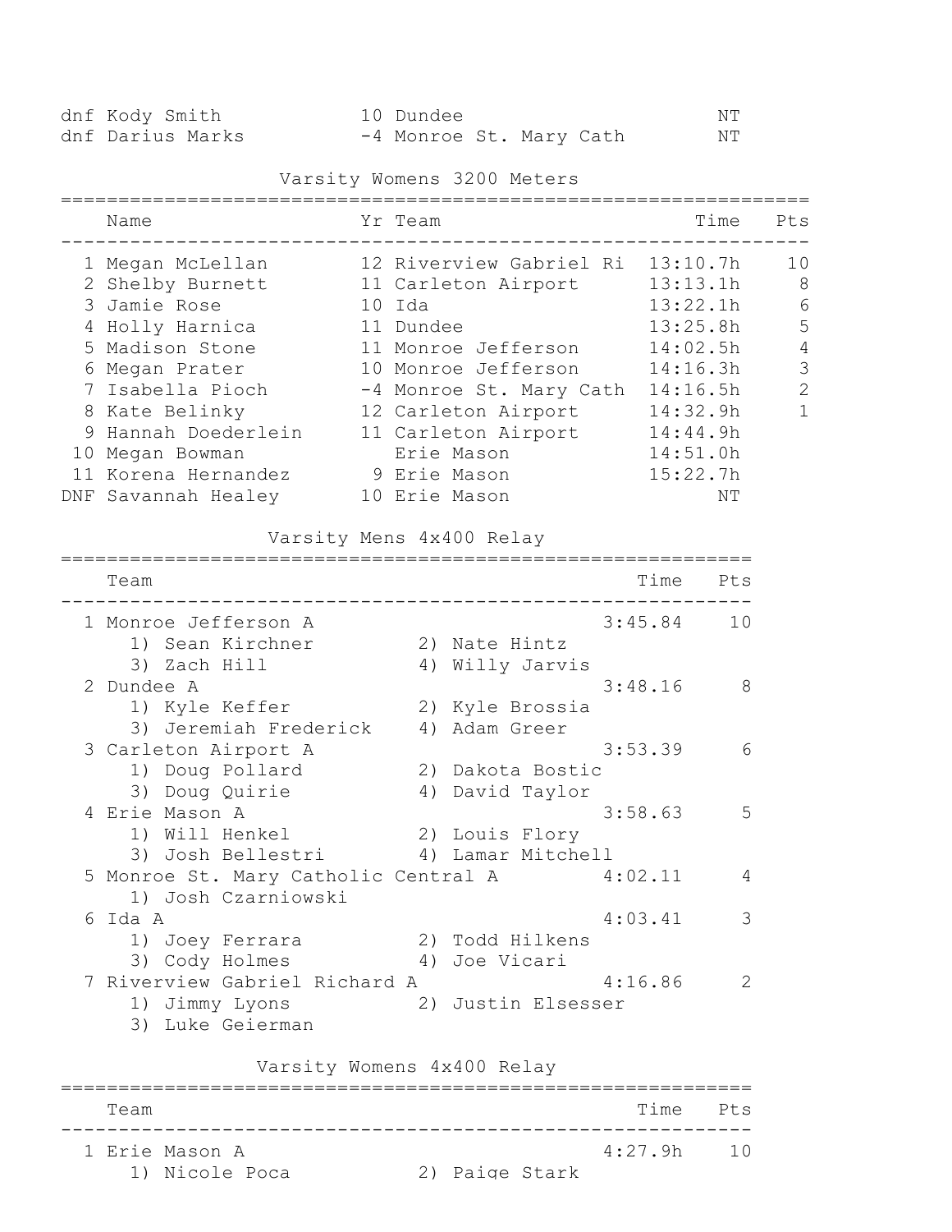| | Name | Yr | Team | Time | Pts |
|---|---|---|---|---|---|
| dnf | Kody Smith | 10 | Dundee | NT | |
| dnf | Darius Marks | -4 | Monroe St. Mary Cath | NT | |

## Varsity Womens 3200 Meters

| | Name | Yr | Team | Time | Pts |
|---|---|---|---|---|---|
| 1 | Megan McLellan | 12 | Riverview Gabriel Ri | 13:10.7h | 10 |
| 2 | Shelby Burnett | 11 | Carleton Airport | 13:13.1h | 8 |
| 3 | Jamie Rose | 10 | Ida | 13:22.1h | 6 |
| 4 | Holly Harnica | 11 | Dundee | 13:25.8h | 5 |
| 5 | Madison Stone | 11 | Monroe Jefferson | 14:02.5h | 4 |
| 6 | Megan Prater | 10 | Monroe Jefferson | 14:16.3h | 3 |
| 7 | Isabella Pioch | -4 | Monroe St. Mary Cath | 14:16.5h | 2 |
| 8 | Kate Belinky | 12 | Carleton Airport | 14:32.9h | 1 |
| 9 | Hannah Doederlein | 11 | Carleton Airport | 14:44.9h | |
| 10 | Megan Bowman | | Erie Mason | 14:51.0h | |
| 11 | Korena Hernandez | 9 | Erie Mason | 15:22.7h | |
| DNF | Savannah Healey | 10 | Erie Mason | NT | |

## Varsity Mens 4x400 Relay

| | Team | Time | Pts |
|---|---|---|---|
| 1 | Monroe Jefferson A | 3:45.84 | 10 |
| | 1) Sean Kirchner 2) Nate Hintz 3) Zach Hill 4) Willy Jarvis | | |
| 2 | Dundee A | 3:48.16 | 8 |
| | 1) Kyle Keffer 2) Kyle Brossia 3) Jeremiah Frederick 4) Adam Greer | | |
| 3 | Carleton Airport A | 3:53.39 | 6 |
| | 1) Doug Pollard 2) Dakota Bostic 3) Doug Quirie 4) David Taylor | | |
| 4 | Erie Mason A | 3:58.63 | 5 |
| | 1) Will Henkel 2) Louis Flory 3) Josh Bellestri 4) Lamar Mitchell | | |
| 5 | Monroe St. Mary Catholic Central A | 4:02.11 | 4 |
| | 1) Josh Czarniowski | | |
| 6 | Ida A | 4:03.41 | 3 |
| | 1) Joey Ferrara 2) Todd Hilkens 3) Cody Holmes 4) Joe Vicari | | |
| 7 | Riverview Gabriel Richard A | 4:16.86 | 2 |
| | 1) Jimmy Lyons 2) Justin Elsesser 3) Luke Geierman | | |

## Varsity Womens 4x400 Relay

| | Team | Time | Pts |
|---|---|---|---|
| 1 | Erie Mason A | 4:27.9h | 10 |
| | 1) Nicole Poca 2) Paige Stark | | |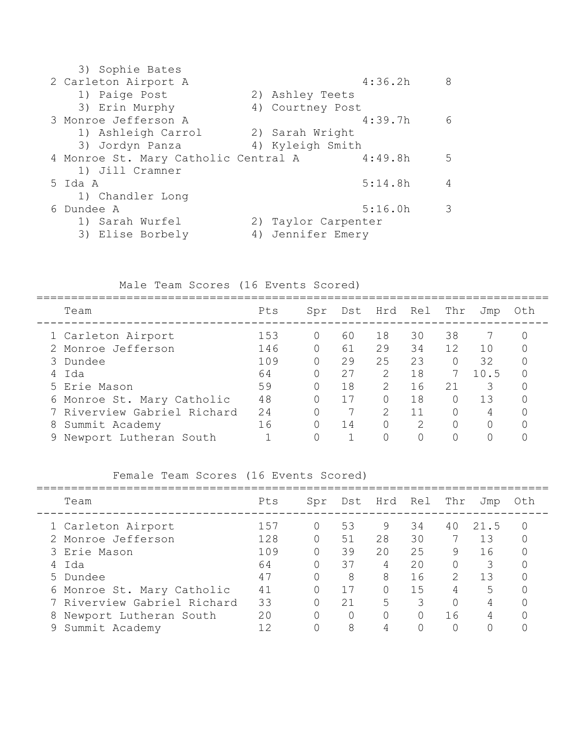3) Sophie Bates

2 Carleton Airport A 4:36.2h 8

1) Paige Post 2) Ashley Teets

3) Erin Murphy 4) Courtney Post

3 Monroe Jefferson A 4:39.7h 6

1) Ashleigh Carrol 2) Sarah Wright

3) Jordyn Panza 4) Kyleigh Smith

4 Monroe St. Mary Catholic Central A 4:49.8h 5

1) Jill Cramner

5 Ida A 5:14.8h 4

1) Chandler Long

6 Dundee A 5:16.0h 3

1) Sarah Wurfel 2) Taylor Carpenter

3) Elise Borbely 4) Jennifer Emery

## Male Team Scores (16 Events Scored)

| | Team | Pts | Spr | Dst | Hrd | Rel | Thr | Jmp | Oth |
|---|---|---|---|---|---|---|---|---|---|
| 1 | Carleton Airport | 153 | 0 | 60 | 18 | 30 | 38 | 7 | 0 |
| 2 | Monroe Jefferson | 146 | 0 | 61 | 29 | 34 | 12 | 10 | 0 |
| 3 | Dundee | 109 | 0 | 29 | 25 | 23 | 0 | 32 | 0 |
| 4 | Ida | 64 | 0 | 27 | 2 | 18 | 7 | 10.5 | 0 |
| 5 | Erie Mason | 59 | 0 | 18 | 2 | 16 | 21 | 3 | 0 |
| 6 | Monroe St. Mary Catholic | 48 | 0 | 17 | 0 | 18 | 0 | 13 | 0 |
| 7 | Riverview Gabriel Richard | 24 | 0 | 7 | 2 | 11 | 0 | 4 | 0 |
| 8 | Summit Academy | 16 | 0 | 14 | 0 | 2 | 0 | 0 | 0 |
| 9 | Newport Lutheran South | 1 | 0 | 1 | 0 | 0 | 0 | 0 | 0 |

## Female Team Scores (16 Events Scored)

| | Team | Pts | Spr | Dst | Hrd | Rel | Thr | Jmp | Oth |
|---|---|---|---|---|---|---|---|---|---|
| 1 | Carleton Airport | 157 | 0 | 53 | 9 | 34 | 40 | 21.5 | 0 |
| 2 | Monroe Jefferson | 128 | 0 | 51 | 28 | 30 | 7 | 13 | 0 |
| 3 | Erie Mason | 109 | 0 | 39 | 20 | 25 | 9 | 16 | 0 |
| 4 | Ida | 64 | 0 | 37 | 4 | 20 | 0 | 3 | 0 |
| 5 | Dundee | 47 | 0 | 8 | 8 | 16 | 2 | 13 | 0 |
| 6 | Monroe St. Mary Catholic | 41 | 0 | 17 | 0 | 15 | 4 | 5 | 0 |
| 7 | Riverview Gabriel Richard | 33 | 0 | 21 | 5 | 3 | 0 | 4 | 0 |
| 8 | Newport Lutheran South | 20 | 0 | 0 | 0 | 0 | 16 | 4 | 0 |
| 9 | Summit Academy | 12 | 0 | 8 | 4 | 0 | 0 | 0 | 0 |